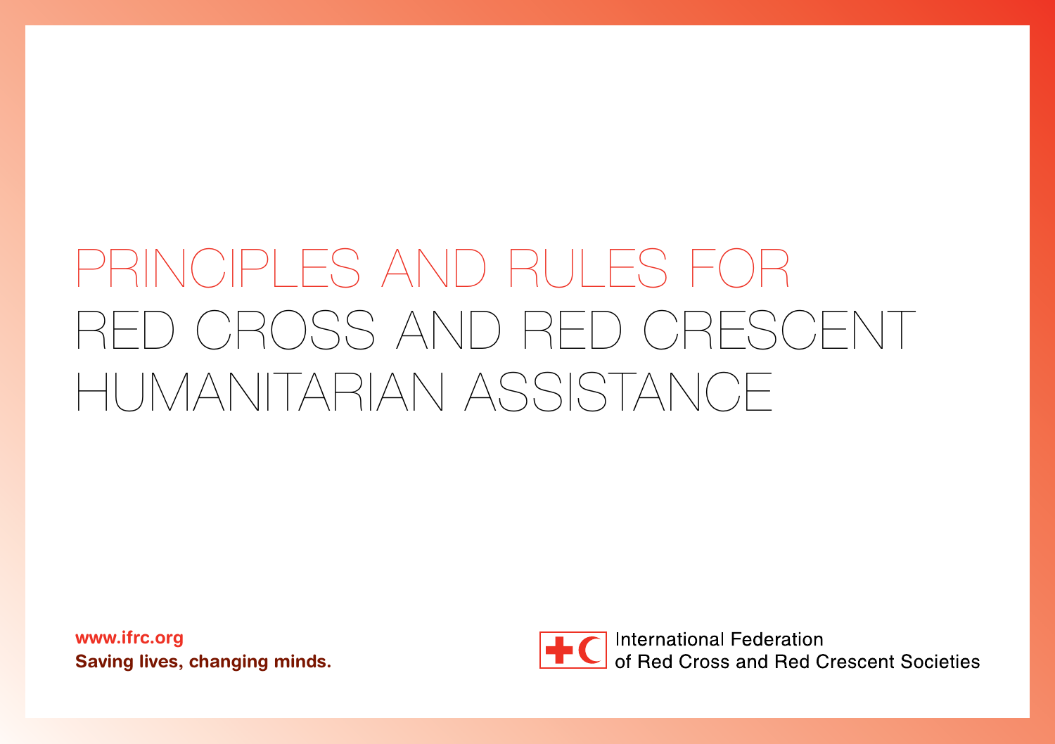# PRINCIPLES AND RULES FOR RED CROSS AND RED CRESCENT HUMANITARIAN ASSISTANCE

**www.ifrc.org**
**Saving lives, changing minds.**

International Federation of Red Cross and Red Crescent Societies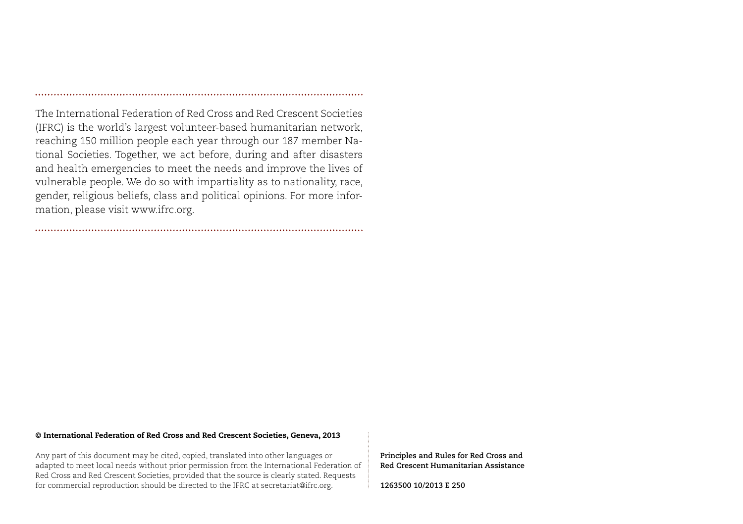The International Federation of Red Cross and Red Crescent Societies (IFRC) is the world's largest volunteer-based humanitarian network, reaching 150 million people each year through our 187 member National Societies. Together, we act before, during and after disasters and health emergencies to meet the needs and improve the lives of vulnerable people. We do so with impartiality as to nationality, race, gender, religious beliefs, class and political opinions. For more information, please visit www.ifrc.org.

**© International Federation of Red Cross and Red Crescent Societies, Geneva, 2013**

Any part of this document may be cited, copied, translated into other languages or adapted to meet local needs without prior permission from the International Federation of Red Cross and Red Crescent Societies, provided that the source is clearly stated. Requests for commercial reproduction should be directed to the IFRC at secretariat@ifrc.org.

**Principles and Rules for Red Cross and Red Crescent Humanitarian Assistance**

**1263500 10/2013 E 250**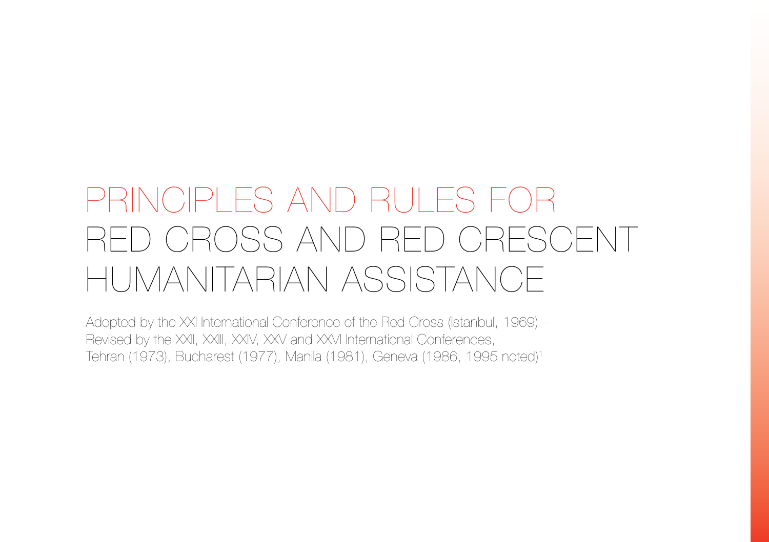# PRINCIPLES AND RULES FOR RED CROSS AND RED CRESCENT HUMANITARIAN ASSISTANCE

Adopted by the XXI International Conference of the Red Cross (Istanbul, 1969) –
Revised by the XXII, XXIII, XXIV, XXV and XXVI International Conferences,
Tehran (1973), Bucharest (1977), Manila (1981), Geneva (1986, 1995 noted)[1]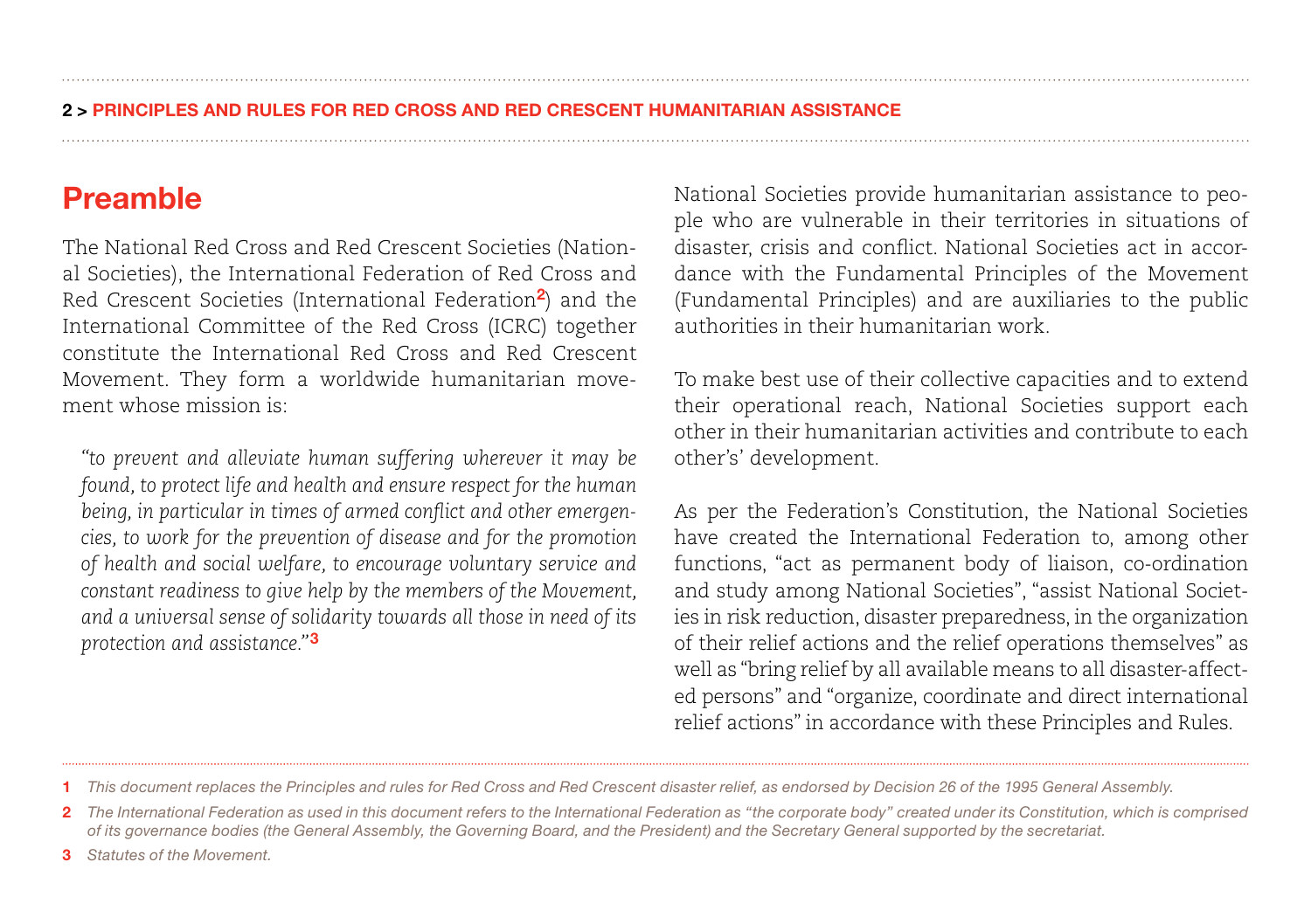## Preamble

The National Red Cross and Red Crescent Societies (National Societies), the International Federation of Red Cross and Red Crescent Societies (International Federation[2]) and the International Committee of the Red Cross (ICRC) together constitute the International Red Cross and Red Crescent Movement. They form a worldwide humanitarian movement whose mission is:

> *"to prevent and alleviate human suffering wherever it may be found, to protect life and health and ensure respect for the human being, in particular in times of armed conflict and other emergencies, to work for the prevention of disease and for the promotion of health and social welfare, to encourage voluntary service and constant readiness to give help by the members of the Movement, and a universal sense of solidarity towards all those in need of its protection and assistance."*[3]

National Societies provide humanitarian assistance to people who are vulnerable in their territories in situations of disaster, crisis and conflict. National Societies act in accordance with the Fundamental Principles of the Movement (Fundamental Principles) and are auxiliaries to the public authorities in their humanitarian work.

To make best use of their collective capacities and to extend their operational reach, National Societies support each other in their humanitarian activities and contribute to each other's' development.

As per the Federation's Constitution, the National Societies have created the International Federation to, among other functions, "act as permanent body of liaison, co-ordination and study among National Societies", "assist National Societies in risk reduction, disaster preparedness, in the organization of their relief actions and the relief operations themselves" as well as "bring relief by all available means to all disaster-affected persons" and "organize, coordinate and direct international relief actions" in accordance with these Principles and Rules.

---

1 *This document replaces the Principles and rules for Red Cross and Red Crescent disaster relief, as endorsed by Decision 26 of the 1995 General Assembly.*

2 *The International Federation as used in this document refers to the International Federation as "the corporate body" created under its Constitution, which is comprised of its governance bodies (the General Assembly, the Governing Board, and the President) and the Secretary General supported by the secretariat.*

3 *Statutes of the Movement.*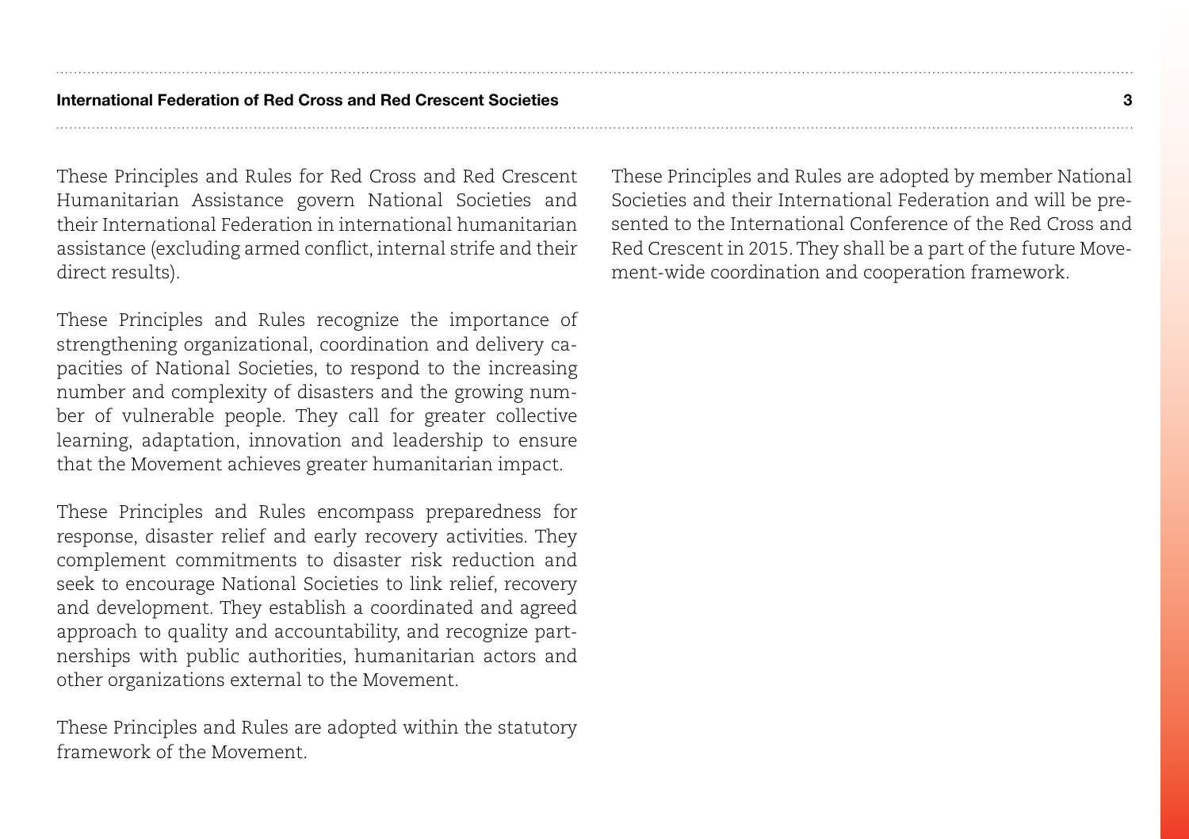These Principles and Rules for Red Cross and Red Crescent Humanitarian Assistance govern National Societies and their International Federation in international humanitarian assistance (excluding armed conflict, internal strife and their direct results).

These Principles and Rules recognize the importance of strengthening organizational, coordination and delivery capacities of National Societies, to respond to the increasing number and complexity of disasters and the growing number of vulnerable people. They call for greater collective learning, adaptation, innovation and leadership to ensure that the Movement achieves greater humanitarian impact.

These Principles and Rules encompass preparedness for response, disaster relief and early recovery activities. They complement commitments to disaster risk reduction and seek to encourage National Societies to link relief, recovery and development. They establish a coordinated and agreed approach to quality and accountability, and recognize partnerships with public authorities, humanitarian actors and other organizations external to the Movement.

These Principles and Rules are adopted within the statutory framework of the Movement.

These Principles and Rules are adopted by member National Societies and their International Federation and will be presented to the International Conference of the Red Cross and Red Crescent in 2015. They shall be a part of the future Movement-wide coordination and cooperation framework.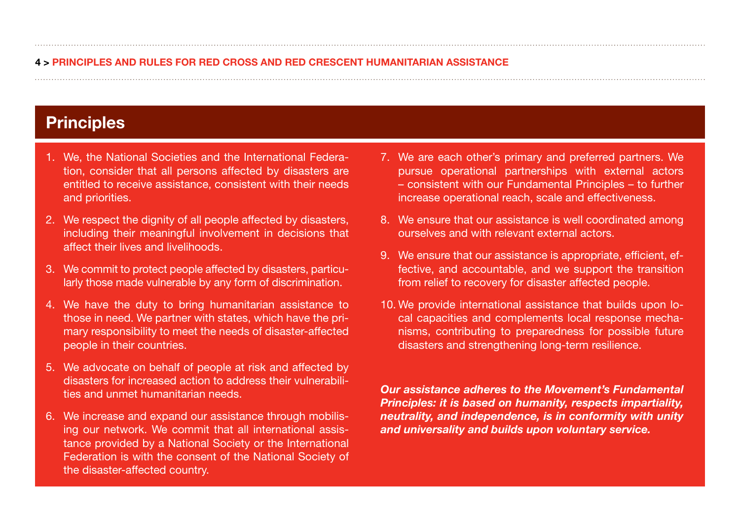## Principles

1. We, the National Societies and the International Federation, consider that all persons affected by disasters are entitled to receive assistance, consistent with their needs and priorities.

2. We respect the dignity of all people affected by disasters, including their meaningful involvement in decisions that affect their lives and livelihoods.

3. We commit to protect people affected by disasters, particularly those made vulnerable by any form of discrimination.

4. We have the duty to bring humanitarian assistance to those in need. We partner with states, which have the primary responsibility to meet the needs of disaster-affected people in their countries.

5. We advocate on behalf of people at risk and affected by disasters for increased action to address their vulnerabilities and unmet humanitarian needs.

6. We increase and expand our assistance through mobilising our network. We commit that all international assistance provided by a National Society or the International Federation is with the consent of the National Society of the disaster-affected country.

7. We are each other's primary and preferred partners. We pursue operational partnerships with external actors – consistent with our Fundamental Principles – to further increase operational reach, scale and effectiveness.

8. We ensure that our assistance is well coordinated among ourselves and with relevant external actors.

9. We ensure that our assistance is appropriate, efficient, effective, and accountable, and we support the transition from relief to recovery for disaster affected people.

10. We provide international assistance that builds upon local capacities and complements local response mechanisms, contributing to preparedness for possible future disasters and strengthening long-term resilience.

***Our assistance adheres to the Movement's Fundamental Principles: it is based on humanity, respects impartiality, neutrality, and independence, is in conformity with unity and universality and builds upon voluntary service.***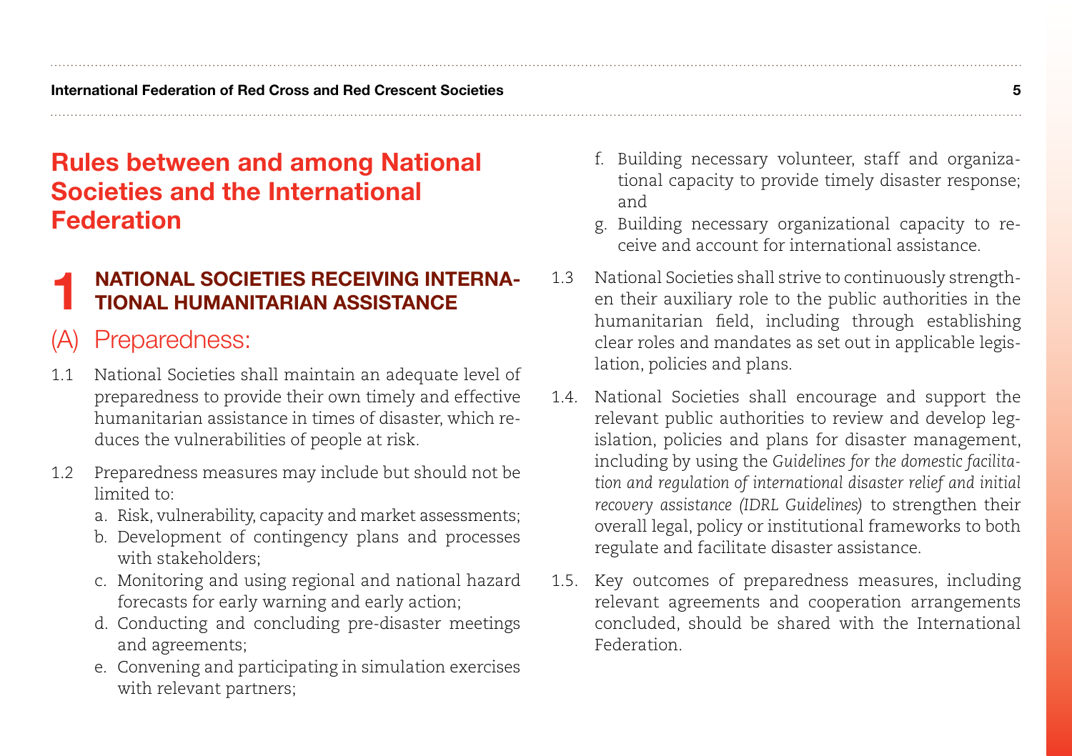# Rules between and among National Societies and the International Federation

## 1 NATIONAL SOCIETIES RECEIVING INTERNATIONAL HUMANITARIAN ASSISTANCE

### (A) Preparedness:

1.1 National Societies shall maintain an adequate level of preparedness to provide their own timely and effective humanitarian assistance in times of disaster, which reduces the vulnerabilities of people at risk.

1.2 Preparedness measures may include but should not be limited to:

   a. Risk, vulnerability, capacity and market assessments;
   b. Development of contingency plans and processes with stakeholders;
   c. Monitoring and using regional and national hazard forecasts for early warning and early action;
   d. Conducting and concluding pre-disaster meetings and agreements;
   e. Convening and participating in simulation exercises with relevant partners;
   f. Building necessary volunteer, staff and organizational capacity to provide timely disaster response; and
   g. Building necessary organizational capacity to receive and account for international assistance.

1.3 National Societies shall strive to continuously strengthen their auxiliary role to the public authorities in the humanitarian field, including through establishing clear roles and mandates as set out in applicable legislation, policies and plans.

1.4. National Societies shall encourage and support the relevant public authorities to review and develop legislation, policies and plans for disaster management, including by using the *Guidelines for the domestic facilitation and regulation of international disaster relief and initial recovery assistance (IDRL Guidelines)* to strengthen their overall legal, policy or institutional frameworks to both regulate and facilitate disaster assistance.

1.5. Key outcomes of preparedness measures, including relevant agreements and cooperation arrangements concluded, should be shared with the International Federation.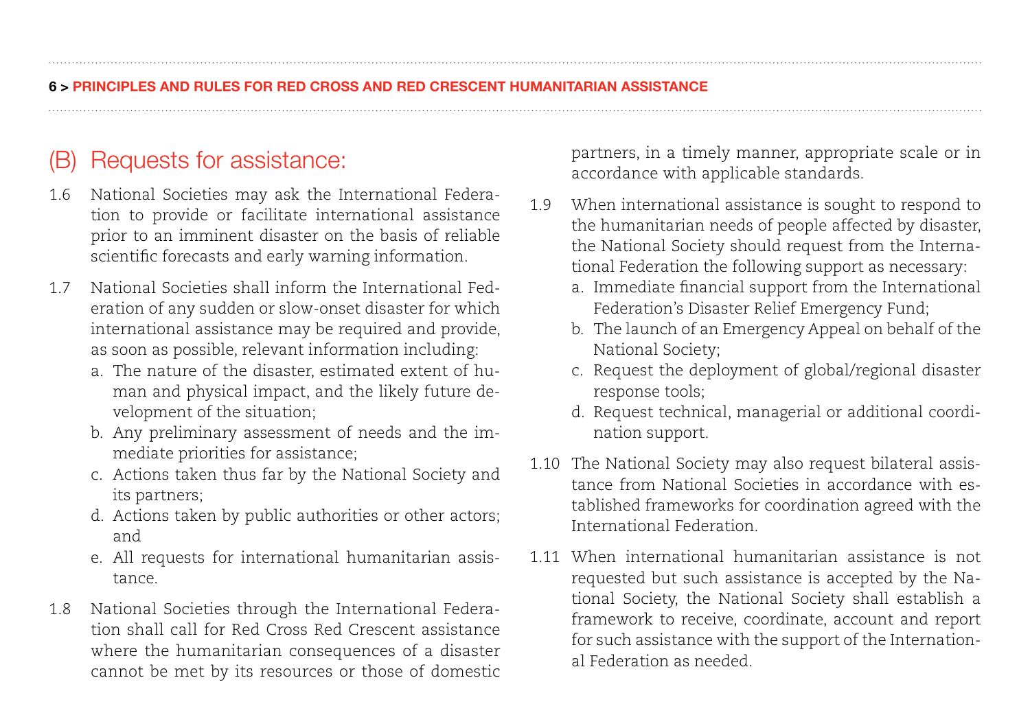## (B) Requests for assistance:

1.6 National Societies may ask the International Federation to provide or facilitate international assistance prior to an imminent disaster on the basis of reliable scientific forecasts and early warning information.

1.7 National Societies shall inform the International Federation of any sudden or slow-onset disaster for which international assistance may be required and provide, as soon as possible, relevant information including:

a. The nature of the disaster, estimated extent of human and physical impact, and the likely future development of the situation;
b. Any preliminary assessment of needs and the immediate priorities for assistance;
c. Actions taken thus far by the National Society and its partners;
d. Actions taken by public authorities or other actors; and
e. All requests for international humanitarian assistance.

1.8 National Societies through the International Federation shall call for Red Cross Red Crescent assistance where the humanitarian consequences of a disaster cannot be met by its resources or those of domestic partners, in a timely manner, appropriate scale or in accordance with applicable standards.

1.9 When international assistance is sought to respond to the humanitarian needs of people affected by disaster, the National Society should request from the International Federation the following support as necessary:

a. Immediate financial support from the International Federation's Disaster Relief Emergency Fund;
b. The launch of an Emergency Appeal on behalf of the National Society;
c. Request the deployment of global/regional disaster response tools;
d. Request technical, managerial or additional coordination support.

1.10 The National Society may also request bilateral assistance from National Societies in accordance with established frameworks for coordination agreed with the International Federation.

1.11 When international humanitarian assistance is not requested but such assistance is accepted by the National Society, the National Society shall establish a framework to receive, coordinate, account and report for such assistance with the support of the International Federation as needed.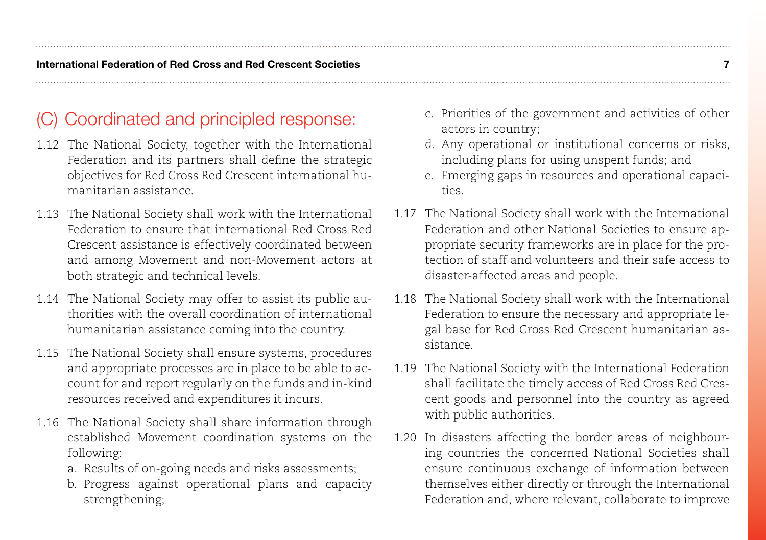## (C) Coordinated and principled response:

1.12 The National Society, together with the International Federation and its partners shall define the strategic objectives for Red Cross Red Crescent international humanitarian assistance.

1.13 The National Society shall work with the International Federation to ensure that international Red Cross Red Crescent assistance is effectively coordinated between and among Movement and non-Movement actors at both strategic and technical levels.

1.14 The National Society may offer to assist its public authorities with the overall coordination of international humanitarian assistance coming into the country.

1.15 The National Society shall ensure systems, procedures and appropriate processes are in place to be able to account for and report regularly on the funds and in-kind resources received and expenditures it incurs.

1.16 The National Society shall share information through established Movement coordination systems on the following:

a. Results of on-going needs and risks assessments;
b. Progress against operational plans and capacity strengthening;
c. Priorities of the government and activities of other actors in country;
d. Any operational or institutional concerns or risks, including plans for using unspent funds; and
e. Emerging gaps in resources and operational capacities.

1.17 The National Society shall work with the International Federation and other National Societies to ensure appropriate security frameworks are in place for the protection of staff and volunteers and their safe access to disaster-affected areas and people.

1.18 The National Society shall work with the International Federation to ensure the necessary and appropriate legal base for Red Cross Red Crescent humanitarian assistance.

1.19 The National Society with the International Federation shall facilitate the timely access of Red Cross Red Crescent goods and personnel into the country as agreed with public authorities.

1.20 In disasters affecting the border areas of neighbouring countries the concerned National Societies shall ensure continuous exchange of information between themselves either directly or through the International Federation and, where relevant, collaborate to improve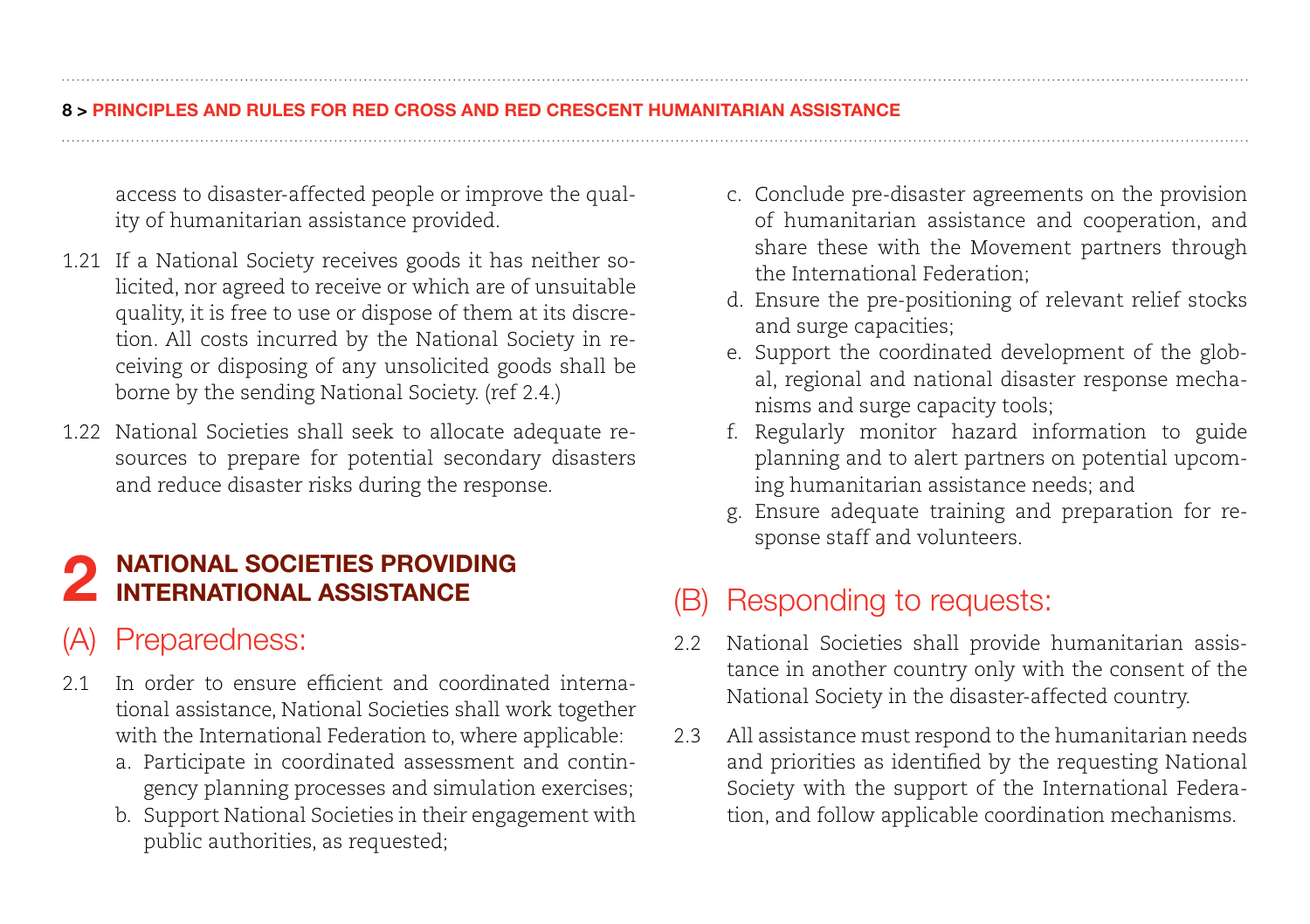access to disaster-affected people or improve the quality of humanitarian assistance provided.

1.21 If a National Society receives goods it has neither solicited, nor agreed to receive or which are of unsuitable quality, it is free to use or dispose of them at its discretion. All costs incurred by the National Society in receiving or disposing of any unsolicited goods shall be borne by the sending National Society. (ref 2.4.)

1.22 National Societies shall seek to allocate adequate resources to prepare for potential secondary disasters and reduce disaster risks during the response.

# 2 NATIONAL SOCIETIES PROVIDING INTERNATIONAL ASSISTANCE

## (A) Preparedness:

2.1 In order to ensure efficient and coordinated international assistance, National Societies shall work together with the International Federation to, where applicable:

a. Participate in coordinated assessment and contingency planning processes and simulation exercises;
b. Support National Societies in their engagement with public authorities, as requested;
c. Conclude pre-disaster agreements on the provision of humanitarian assistance and cooperation, and share these with the Movement partners through the International Federation;
d. Ensure the pre-positioning of relevant relief stocks and surge capacities;
e. Support the coordinated development of the global, regional and national disaster response mechanisms and surge capacity tools;
f. Regularly monitor hazard information to guide planning and to alert partners on potential upcoming humanitarian assistance needs; and
g. Ensure adequate training and preparation for response staff and volunteers.

## (B) Responding to requests:

2.2 National Societies shall provide humanitarian assistance in another country only with the consent of the National Society in the disaster-affected country.

2.3 All assistance must respond to the humanitarian needs and priorities as identified by the requesting National Society with the support of the International Federation, and follow applicable coordination mechanisms.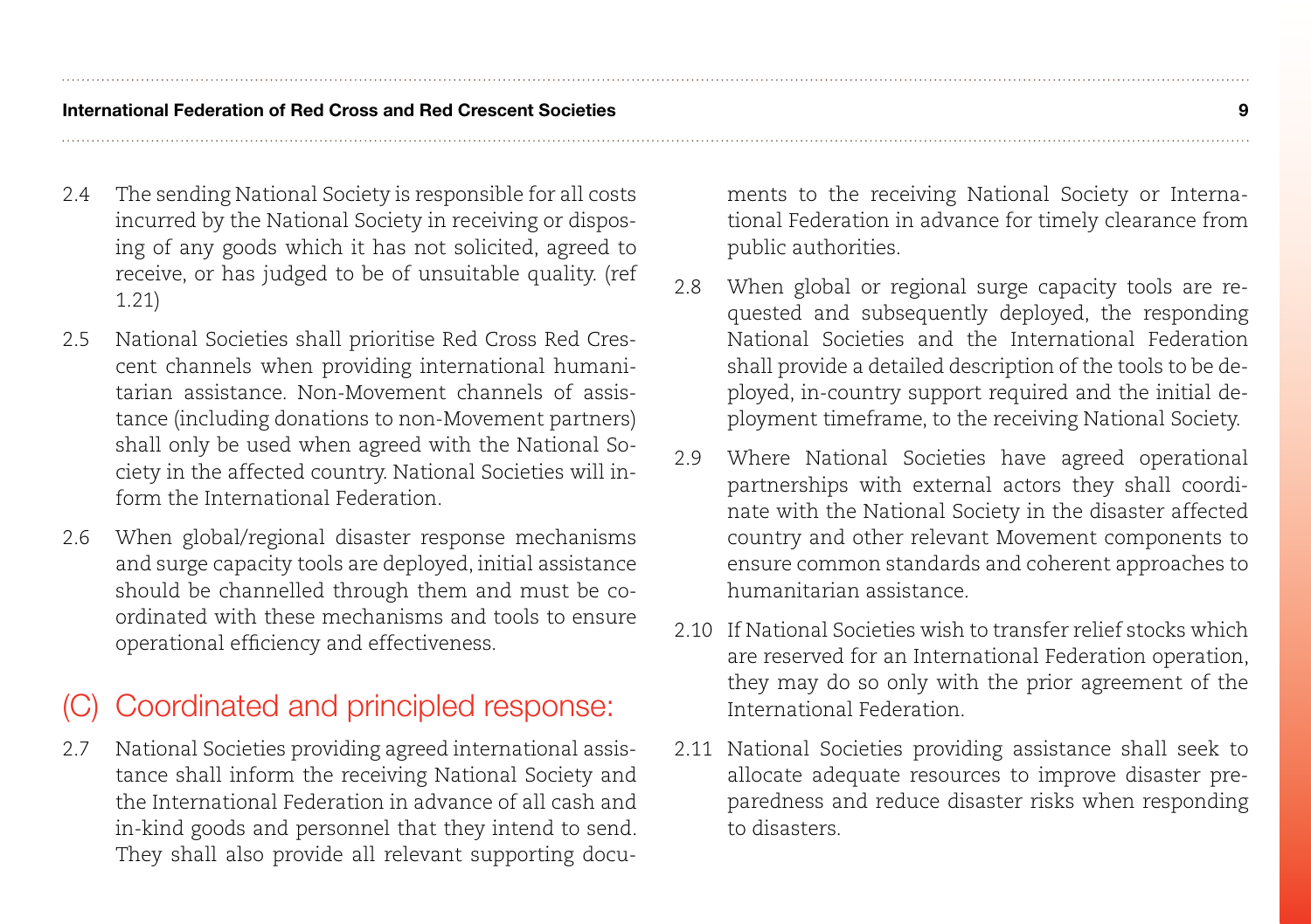2.4 The sending National Society is responsible for all costs incurred by the National Society in receiving or disposing of any goods which it has not solicited, agreed to receive, or has judged to be of unsuitable quality. (ref 1.21)

2.5 National Societies shall prioritise Red Cross Red Crescent channels when providing international humanitarian assistance. Non-Movement channels of assistance (including donations to non-Movement partners) shall only be used when agreed with the National Society in the affected country. National Societies will inform the International Federation.

2.6 When global/regional disaster response mechanisms and surge capacity tools are deployed, initial assistance should be channelled through them and must be coordinated with these mechanisms and tools to ensure operational efficiency and effectiveness.

## (C) Coordinated and principled response:

2.7 National Societies providing agreed international assistance shall inform the receiving National Society and the International Federation in advance of all cash and in-kind goods and personnel that they intend to send. They shall also provide all relevant supporting documents to the receiving National Society or International Federation in advance for timely clearance from public authorities.

2.8 When global or regional surge capacity tools are requested and subsequently deployed, the responding National Societies and the International Federation shall provide a detailed description of the tools to be deployed, in-country support required and the initial deployment timeframe, to the receiving National Society.

2.9 Where National Societies have agreed operational partnerships with external actors they shall coordinate with the National Society in the disaster affected country and other relevant Movement components to ensure common standards and coherent approaches to humanitarian assistance.

2.10 If National Societies wish to transfer relief stocks which are reserved for an International Federation operation, they may do so only with the prior agreement of the International Federation.

2.11 National Societies providing assistance shall seek to allocate adequate resources to improve disaster preparedness and reduce disaster risks when responding to disasters.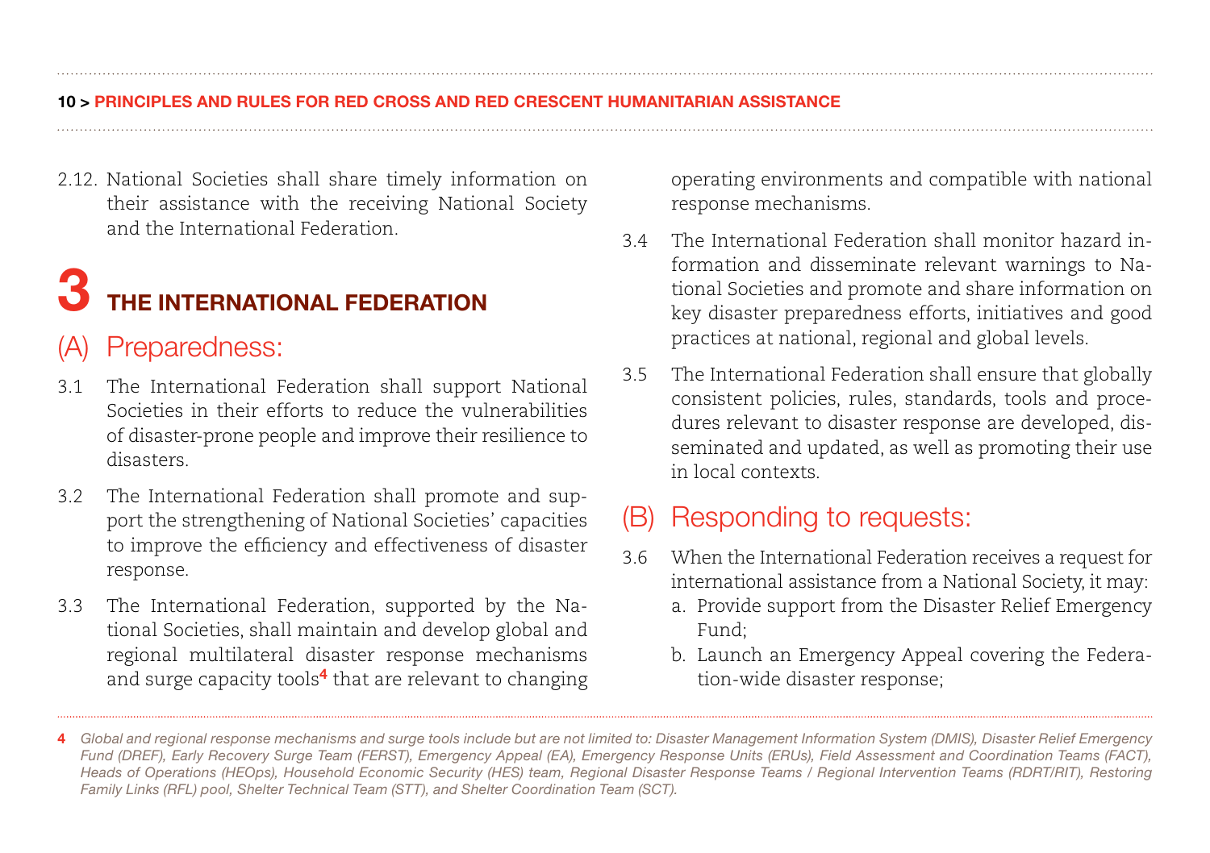2.12. National Societies shall share timely information on their assistance with the receiving National Society and the International Federation.

# 3 THE INTERNATIONAL FEDERATION

## (A) Preparedness:

3.1 The International Federation shall support National Societies in their efforts to reduce the vulnerabilities of disaster-prone people and improve their resilience to disasters.

3.2 The International Federation shall promote and support the strengthening of National Societies' capacities to improve the efficiency and effectiveness of disaster response.

3.3 The International Federation, supported by the National Societies, shall maintain and develop global and regional multilateral disaster response mechanisms and surge capacity tools[4] that are relevant to changing operating environments and compatible with national response mechanisms.

3.4 The International Federation shall monitor hazard information and disseminate relevant warnings to National Societies and promote and share information on key disaster preparedness efforts, initiatives and good practices at national, regional and global levels.

3.5 The International Federation shall ensure that globally consistent policies, rules, standards, tools and procedures relevant to disaster response are developed, disseminated and updated, as well as promoting their use in local contexts.

## (B) Responding to requests:

3.6 When the International Federation receives a request for international assistance from a National Society, it may:

a. Provide support from the Disaster Relief Emergency Fund;

b. Launch an Emergency Appeal covering the Federation-wide disaster response;

---

4 *Global and regional response mechanisms and surge tools include but are not limited to: Disaster Management Information System (DMIS), Disaster Relief Emergency Fund (DREF), Early Recovery Surge Team (FERST), Emergency Appeal (EA), Emergency Response Units (ERUs), Field Assessment and Coordination Teams (FACT), Heads of Operations (HEOps), Household Economic Security (HES) team, Regional Disaster Response Teams / Regional Intervention Teams (RDRT/RIT), Restoring Family Links (RFL) pool, Shelter Technical Team (STT), and Shelter Coordination Team (SCT).*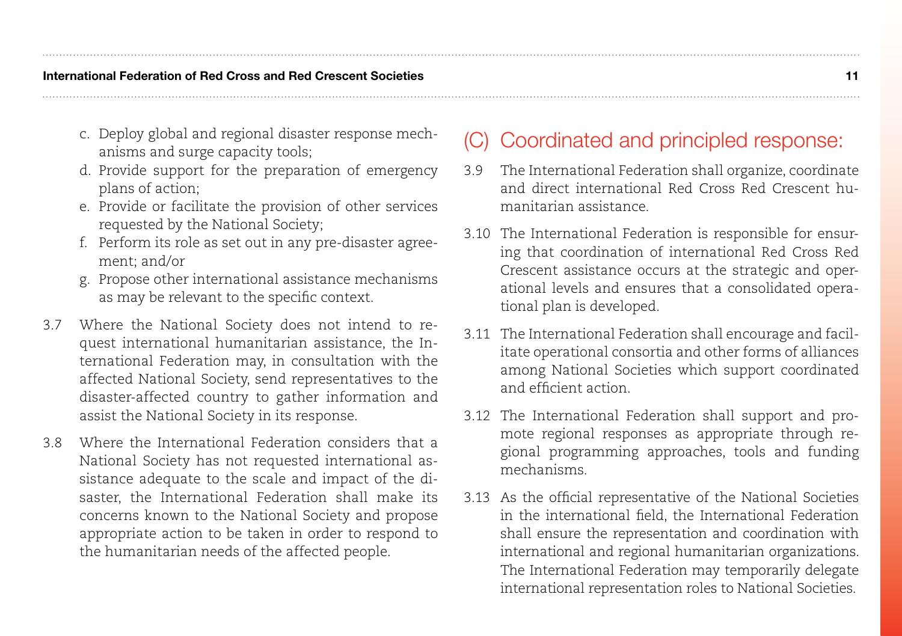c. Deploy global and regional disaster response mechanisms and surge capacity tools;
d. Provide support for the preparation of emergency plans of action;
e. Provide or facilitate the provision of other services requested by the National Society;
f. Perform its role as set out in any pre-disaster agreement; and/or
g. Propose other international assistance mechanisms as may be relevant to the specific context.

3.7 Where the National Society does not intend to request international humanitarian assistance, the International Federation may, in consultation with the affected National Society, send representatives to the disaster-affected country to gather information and assist the National Society in its response.

3.8 Where the International Federation considers that a National Society has not requested international assistance adequate to the scale and impact of the disaster, the International Federation shall make its concerns known to the National Society and propose appropriate action to be taken in order to respond to the humanitarian needs of the affected people.

## (C) Coordinated and principled response:

3.9 The International Federation shall organize, coordinate and direct international Red Cross Red Crescent humanitarian assistance.

3.10 The International Federation is responsible for ensuring that coordination of international Red Cross Red Crescent assistance occurs at the strategic and operational levels and ensures that a consolidated operational plan is developed.

3.11 The International Federation shall encourage and facilitate operational consortia and other forms of alliances among National Societies which support coordinated and efficient action.

3.12 The International Federation shall support and promote regional responses as appropriate through regional programming approaches, tools and funding mechanisms.

3.13 As the official representative of the National Societies in the international field, the International Federation shall ensure the representation and coordination with international and regional humanitarian organizations. The International Federation may temporarily delegate international representation roles to National Societies.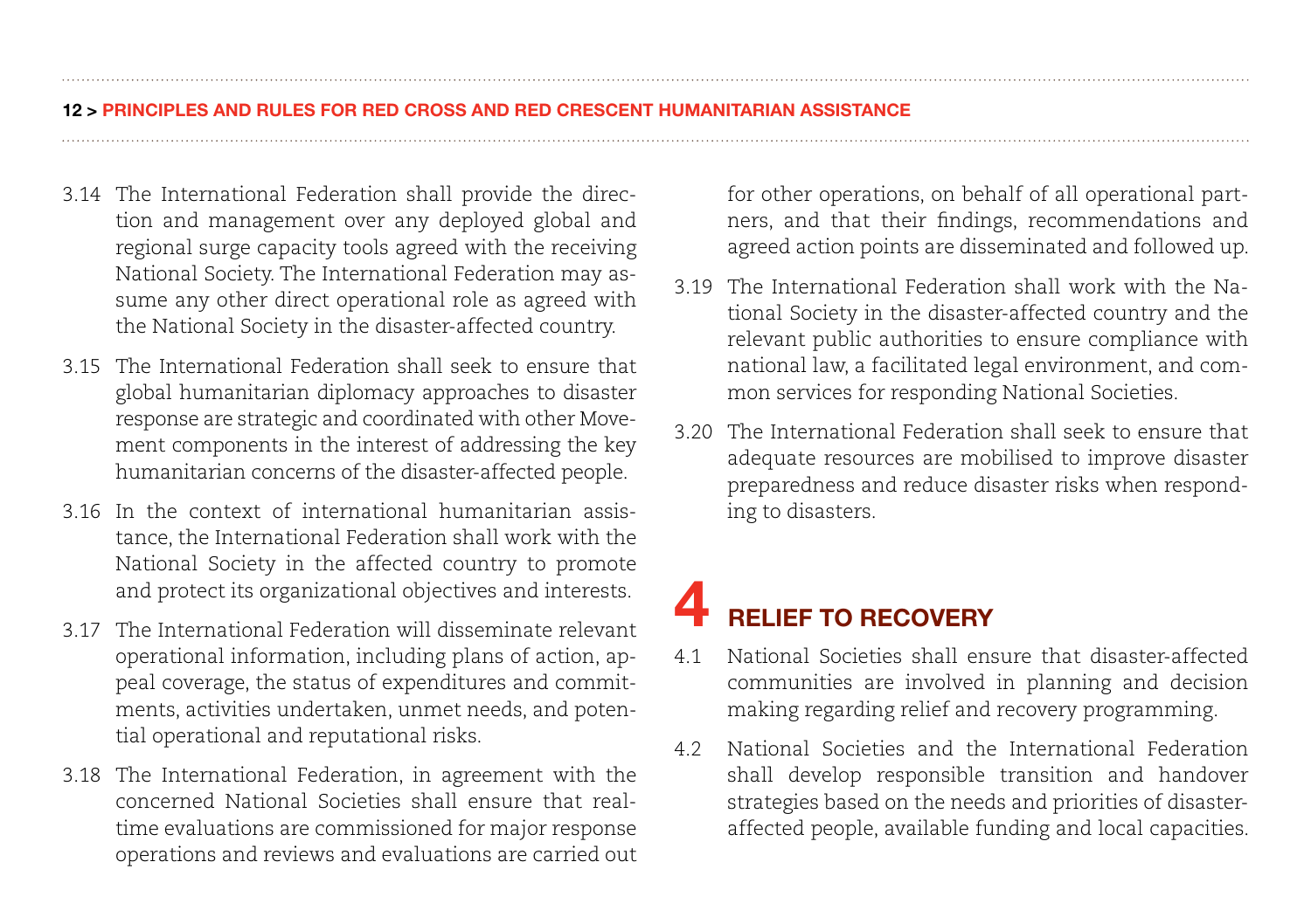3.14 The International Federation shall provide the direction and management over any deployed global and regional surge capacity tools agreed with the receiving National Society. The International Federation may assume any other direct operational role as agreed with the National Society in the disaster-affected country.

3.15 The International Federation shall seek to ensure that global humanitarian diplomacy approaches to disaster response are strategic and coordinated with other Movement components in the interest of addressing the key humanitarian concerns of the disaster-affected people.

3.16 In the context of international humanitarian assistance, the International Federation shall work with the National Society in the affected country to promote and protect its organizational objectives and interests.

3.17 The International Federation will disseminate relevant operational information, including plans of action, appeal coverage, the status of expenditures and commitments, activities undertaken, unmet needs, and potential operational and reputational risks.

3.18 The International Federation, in agreement with the concerned National Societies shall ensure that real-time evaluations are commissioned for major response operations and reviews and evaluations are carried out for other operations, on behalf of all operational partners, and that their findings, recommendations and agreed action points are disseminated and followed up.

3.19 The International Federation shall work with the National Society in the disaster-affected country and the relevant public authorities to ensure compliance with national law, a facilitated legal environment, and common services for responding National Societies.

3.20 The International Federation shall seek to ensure that adequate resources are mobilised to improve disaster preparedness and reduce disaster risks when responding to disasters.

## 4 RELIEF TO RECOVERY

4.1 National Societies shall ensure that disaster-affected communities are involved in planning and decision making regarding relief and recovery programming.

4.2 National Societies and the International Federation shall develop responsible transition and handover strategies based on the needs and priorities of disaster-affected people, available funding and local capacities.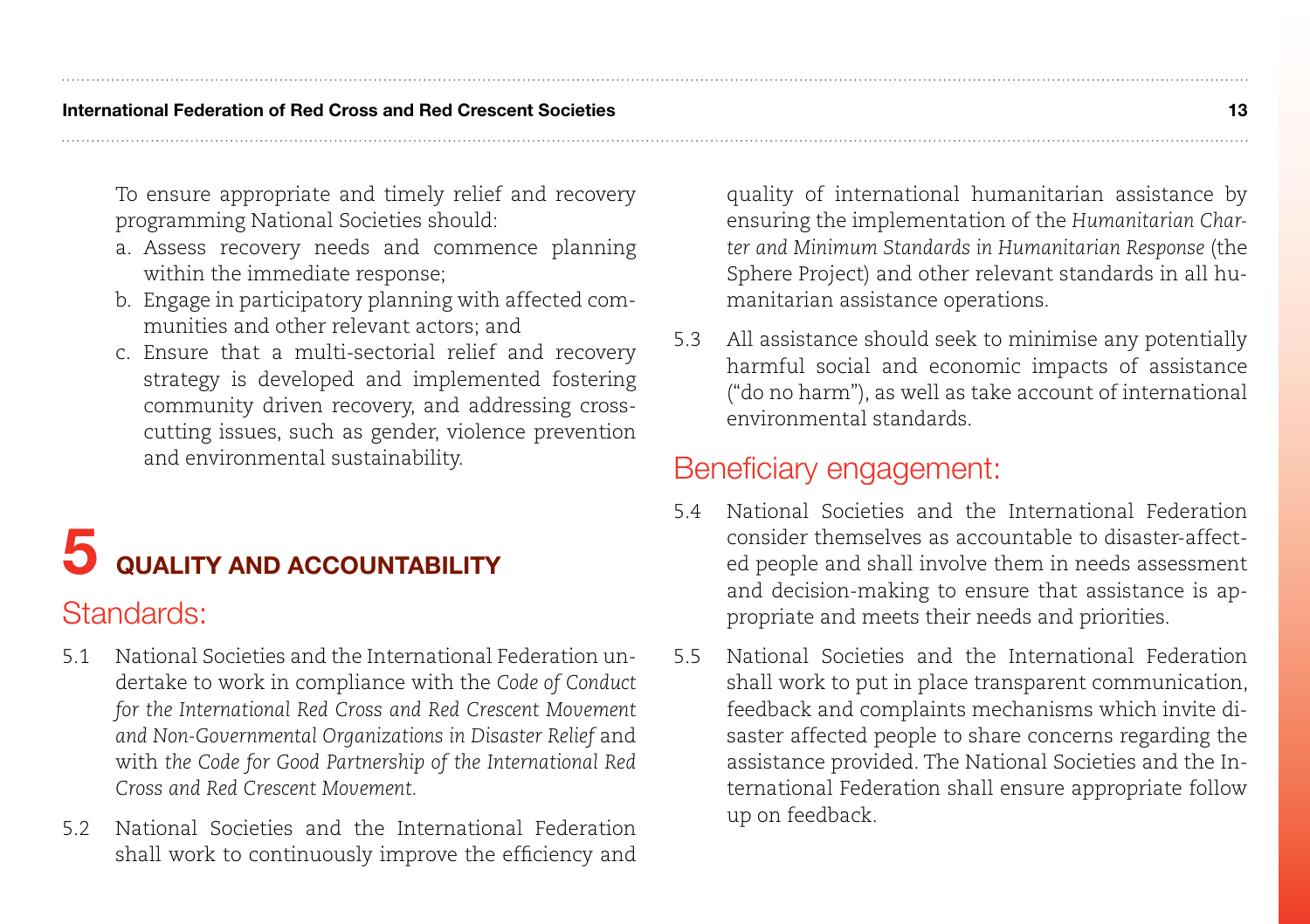To ensure appropriate and timely relief and recovery programming National Societies should:

a. Assess recovery needs and commence planning within the immediate response;
b. Engage in participatory planning with affected communities and other relevant actors; and
c. Ensure that a multi-sectorial relief and recovery strategy is developed and implemented fostering community driven recovery, and addressing cross-cutting issues, such as gender, violence prevention and environmental sustainability.

# 5 QUALITY AND ACCOUNTABILITY

## Standards:

5.1 National Societies and the International Federation undertake to work in compliance with the *Code of Conduct for the International Red Cross and Red Crescent Movement and Non-Governmental Organizations in Disaster Relief* and with *the Code for Good Partnership of the International Red Cross and Red Crescent Movement*.

5.2 National Societies and the International Federation shall work to continuously improve the efficiency and quality of international humanitarian assistance by ensuring the implementation of the *Humanitarian Charter and Minimum Standards in Humanitarian Response* (the Sphere Project) and other relevant standards in all humanitarian assistance operations.

5.3 All assistance should seek to minimise any potentially harmful social and economic impacts of assistance ("do no harm"), as well as take account of international environmental standards.

## Beneficiary engagement:

5.4 National Societies and the International Federation consider themselves as accountable to disaster-affected people and shall involve them in needs assessment and decision-making to ensure that assistance is appropriate and meets their needs and priorities.

5.5 National Societies and the International Federation shall work to put in place transparent communication, feedback and complaints mechanisms which invite disaster affected people to share concerns regarding the assistance provided. The National Societies and the International Federation shall ensure appropriate follow up on feedback.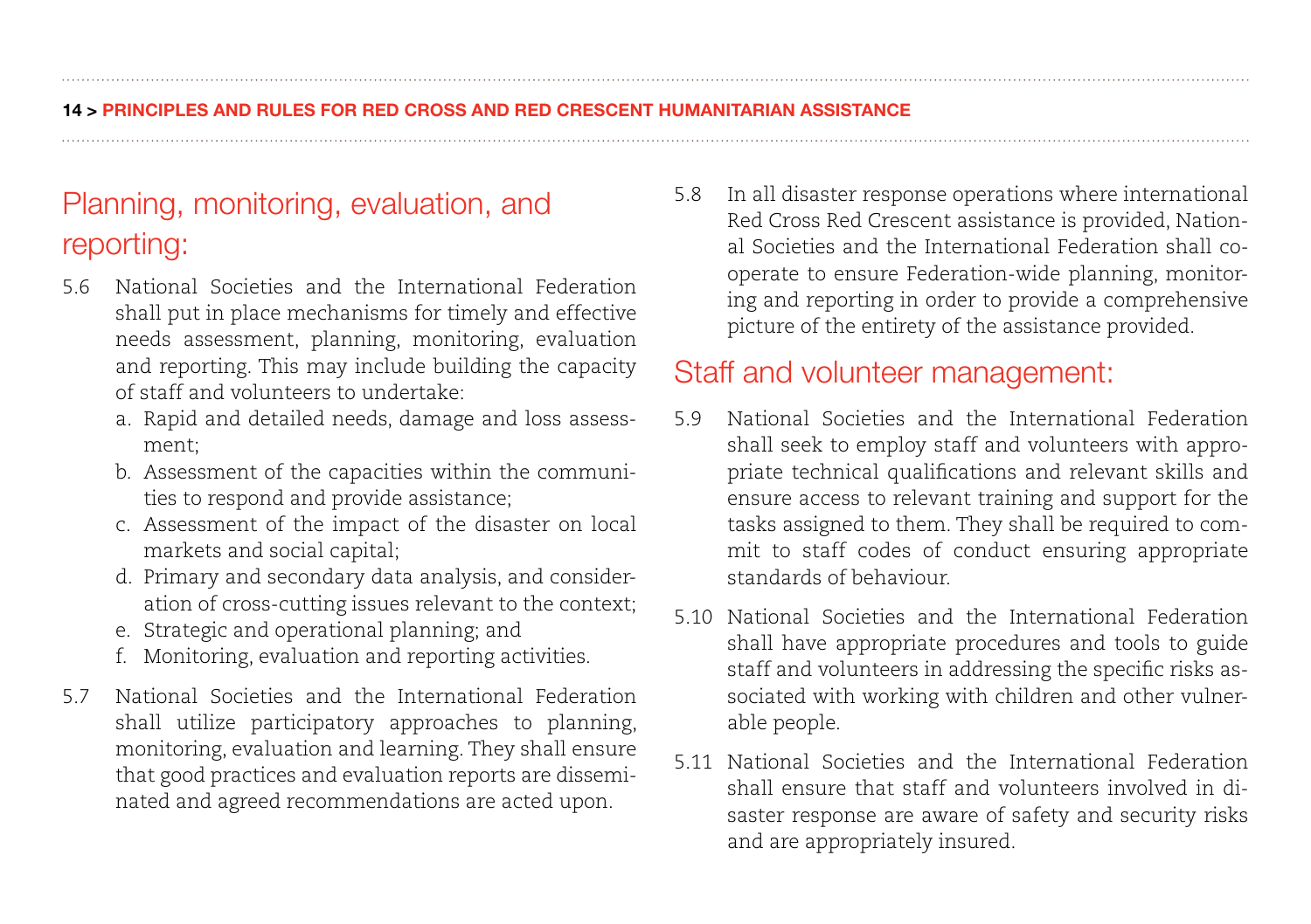## Planning, monitoring, evaluation, and reporting:

5.6 National Societies and the International Federation shall put in place mechanisms for timely and effective needs assessment, planning, monitoring, evaluation and reporting. This may include building the capacity of staff and volunteers to undertake:

   a. Rapid and detailed needs, damage and loss assessment;
   b. Assessment of the capacities within the communities to respond and provide assistance;
   c. Assessment of the impact of the disaster on local markets and social capital;
   d. Primary and secondary data analysis, and consideration of cross-cutting issues relevant to the context;
   e. Strategic and operational planning; and
   f. Monitoring, evaluation and reporting activities.

5.7 National Societies and the International Federation shall utilize participatory approaches to planning, monitoring, evaluation and learning. They shall ensure that good practices and evaluation reports are disseminated and agreed recommendations are acted upon.

5.8 In all disaster response operations where international Red Cross Red Crescent assistance is provided, National Societies and the International Federation shall cooperate to ensure Federation-wide planning, monitoring and reporting in order to provide a comprehensive picture of the entirety of the assistance provided.

## Staff and volunteer management:

5.9 National Societies and the International Federation shall seek to employ staff and volunteers with appropriate technical qualifications and relevant skills and ensure access to relevant training and support for the tasks assigned to them. They shall be required to commit to staff codes of conduct ensuring appropriate standards of behaviour.

5.10 National Societies and the International Federation shall have appropriate procedures and tools to guide staff and volunteers in addressing the specific risks associated with working with children and other vulnerable people.

5.11 National Societies and the International Federation shall ensure that staff and volunteers involved in disaster response are aware of safety and security risks and are appropriately insured.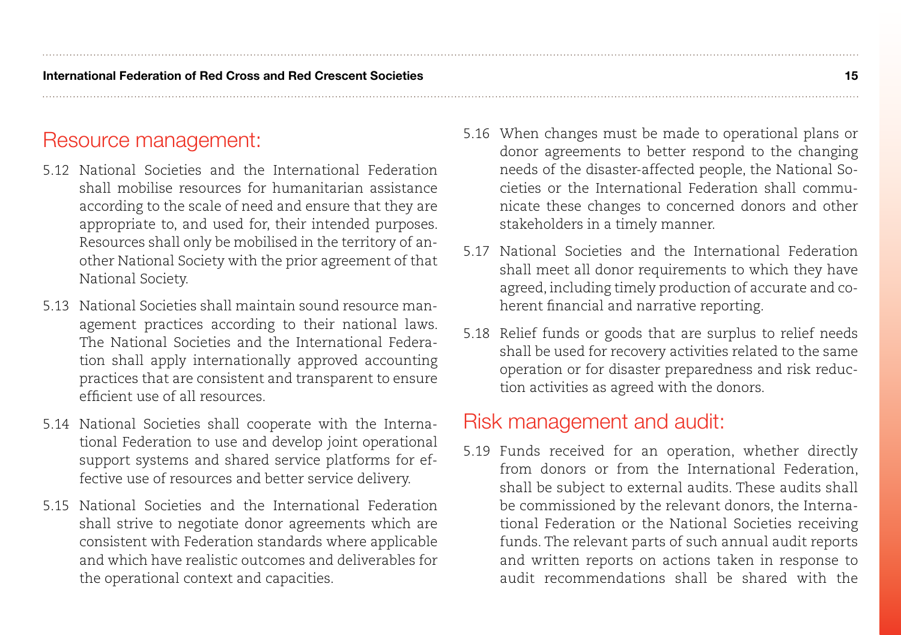## Resource management:

5.12 National Societies and the International Federation shall mobilise resources for humanitarian assistance according to the scale of need and ensure that they are appropriate to, and used for, their intended purposes. Resources shall only be mobilised in the territory of another National Society with the prior agreement of that National Society.

5.13 National Societies shall maintain sound resource management practices according to their national laws. The National Societies and the International Federation shall apply internationally approved accounting practices that are consistent and transparent to ensure efficient use of all resources.

5.14 National Societies shall cooperate with the International Federation to use and develop joint operational support systems and shared service platforms for effective use of resources and better service delivery.

5.15 National Societies and the International Federation shall strive to negotiate donor agreements which are consistent with Federation standards where applicable and which have realistic outcomes and deliverables for the operational context and capacities.

5.16 When changes must be made to operational plans or donor agreements to better respond to the changing needs of the disaster-affected people, the National Societies or the International Federation shall communicate these changes to concerned donors and other stakeholders in a timely manner.

5.17 National Societies and the International Federation shall meet all donor requirements to which they have agreed, including timely production of accurate and coherent financial and narrative reporting.

5.18 Relief funds or goods that are surplus to relief needs shall be used for recovery activities related to the same operation or for disaster preparedness and risk reduction activities as agreed with the donors.

## Risk management and audit:

5.19 Funds received for an operation, whether directly from donors or from the International Federation, shall be subject to external audits. These audits shall be commissioned by the relevant donors, the International Federation or the National Societies receiving funds. The relevant parts of such annual audit reports and written reports on actions taken in response to audit recommendations shall be shared with the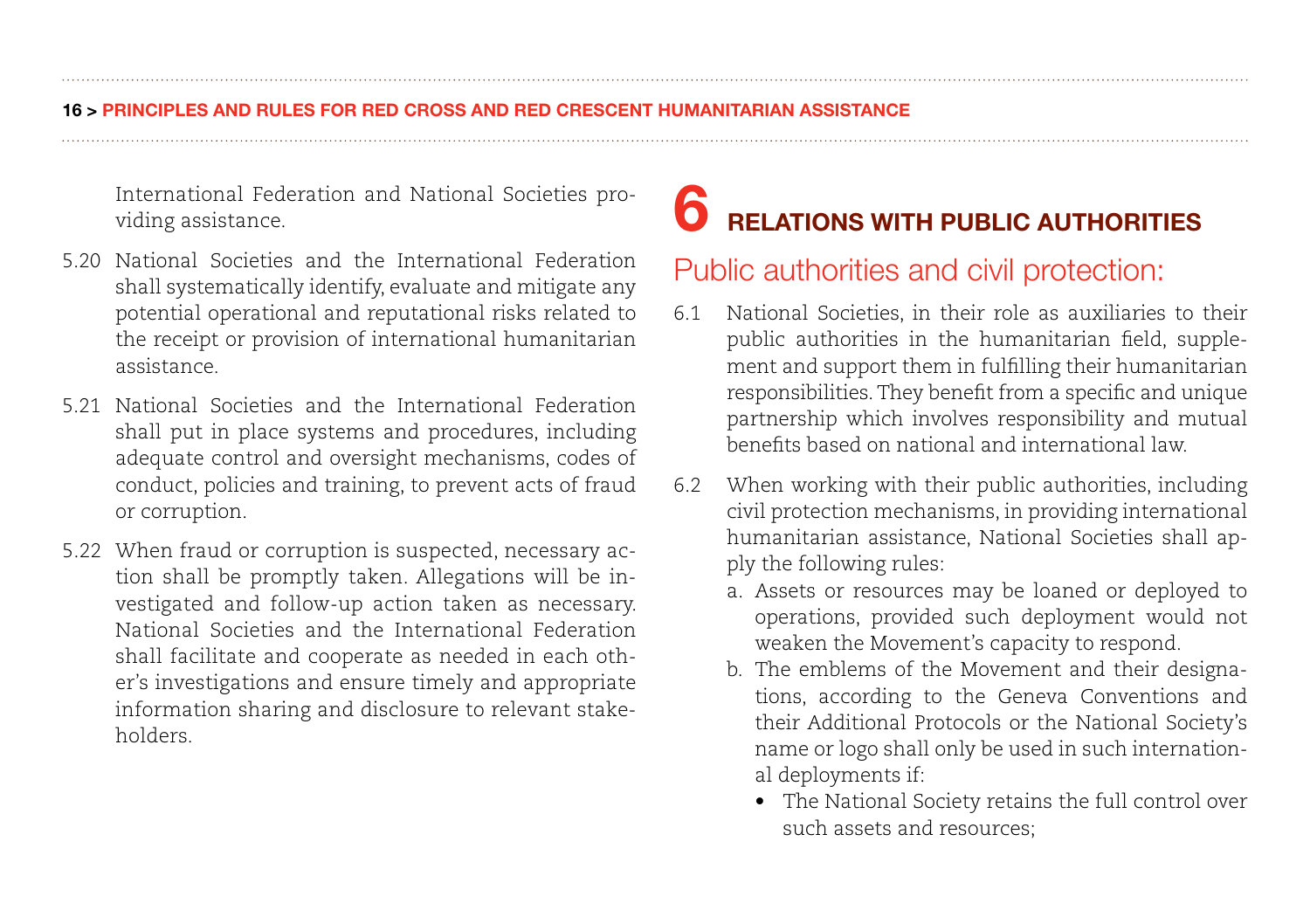International Federation and National Societies providing assistance.

5.20 National Societies and the International Federation shall systematically identify, evaluate and mitigate any potential operational and reputational risks related to the receipt or provision of international humanitarian assistance.

5.21 National Societies and the International Federation shall put in place systems and procedures, including adequate control and oversight mechanisms, codes of conduct, policies and training, to prevent acts of fraud or corruption.

5.22 When fraud or corruption is suspected, necessary action shall be promptly taken. Allegations will be investigated and follow-up action taken as necessary. National Societies and the International Federation shall facilitate and cooperate as needed in each other's investigations and ensure timely and appropriate information sharing and disclosure to relevant stakeholders.

# 6 RELATIONS WITH PUBLIC AUTHORITIES

## Public authorities and civil protection:

6.1 National Societies, in their role as auxiliaries to their public authorities in the humanitarian field, supplement and support them in fulfilling their humanitarian responsibilities. They benefit from a specific and unique partnership which involves responsibility and mutual benefits based on national and international law.

6.2 When working with their public authorities, including civil protection mechanisms, in providing international humanitarian assistance, National Societies shall apply the following rules:

   a. Assets or resources may be loaned or deployed to operations, provided such deployment would not weaken the Movement's capacity to respond.

   b. The emblems of the Movement and their designations, according to the Geneva Conventions and their Additional Protocols or the National Society's name or logo shall only be used in such international deployments if:

      - The National Society retains the full control over such assets and resources;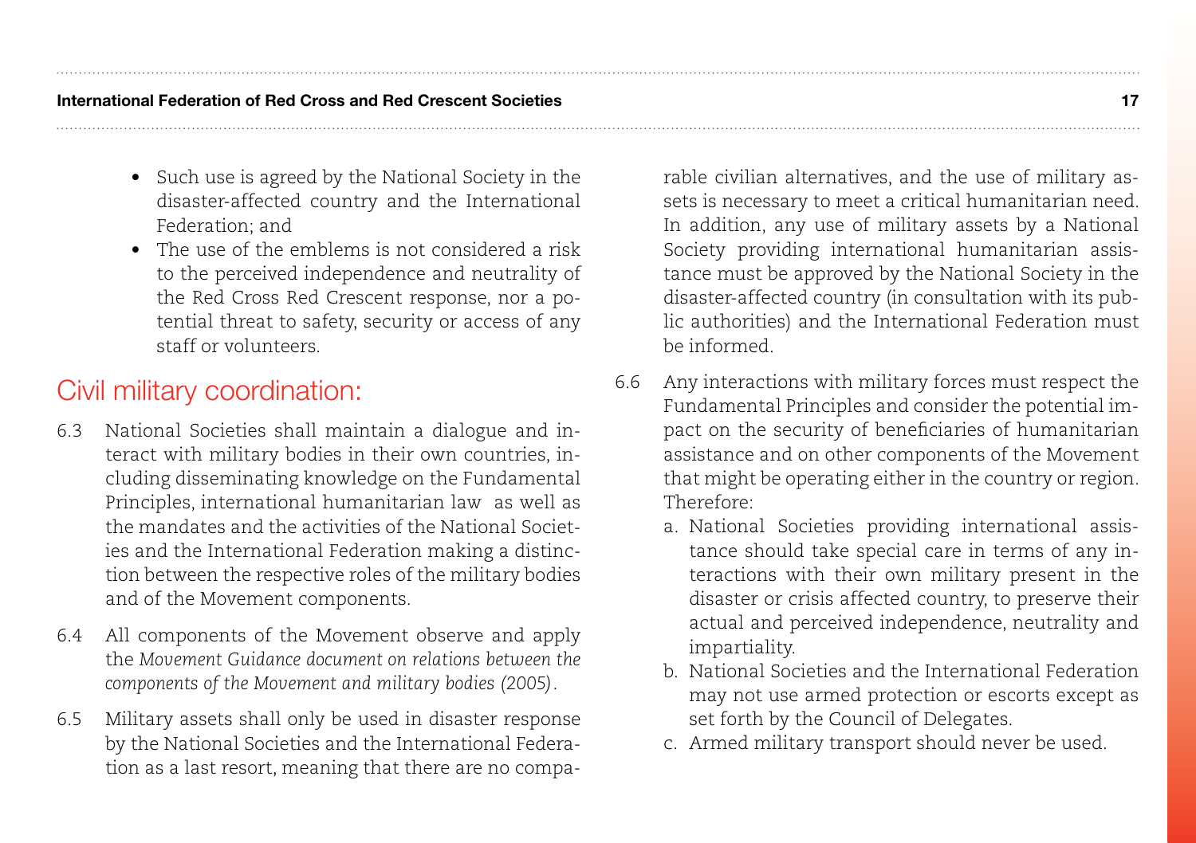- Such use is agreed by the National Society in the disaster-affected country and the International Federation; and
- The use of the emblems is not considered a risk to the perceived independence and neutrality of the Red Cross Red Crescent response, nor a potential threat to safety, security or access of any staff or volunteers.

## Civil military coordination:

6.3 National Societies shall maintain a dialogue and interact with military bodies in their own countries, including disseminating knowledge on the Fundamental Principles, international humanitarian law as well as the mandates and the activities of the National Societies and the International Federation making a distinction between the respective roles of the military bodies and of the Movement components.

6.4 All components of the Movement observe and apply the *Movement Guidance document on relations between the components of the Movement and military bodies (2005)*.

6.5 Military assets shall only be used in disaster response by the National Societies and the International Federation as a last resort, meaning that there are no comparable civilian alternatives, and the use of military assets is necessary to meet a critical humanitarian need. In addition, any use of military assets by a National Society providing international humanitarian assistance must be approved by the National Society in the disaster-affected country (in consultation with its public authorities) and the International Federation must be informed.

6.6 Any interactions with military forces must respect the Fundamental Principles and consider the potential impact on the security of beneficiaries of humanitarian assistance and on other components of the Movement that might be operating either in the country or region. Therefore:

a. National Societies providing international assistance should take special care in terms of any interactions with their own military present in the disaster or crisis affected country, to preserve their actual and perceived independence, neutrality and impartiality.

b. National Societies and the International Federation may not use armed protection or escorts except as set forth by the Council of Delegates.

c. Armed military transport should never be used.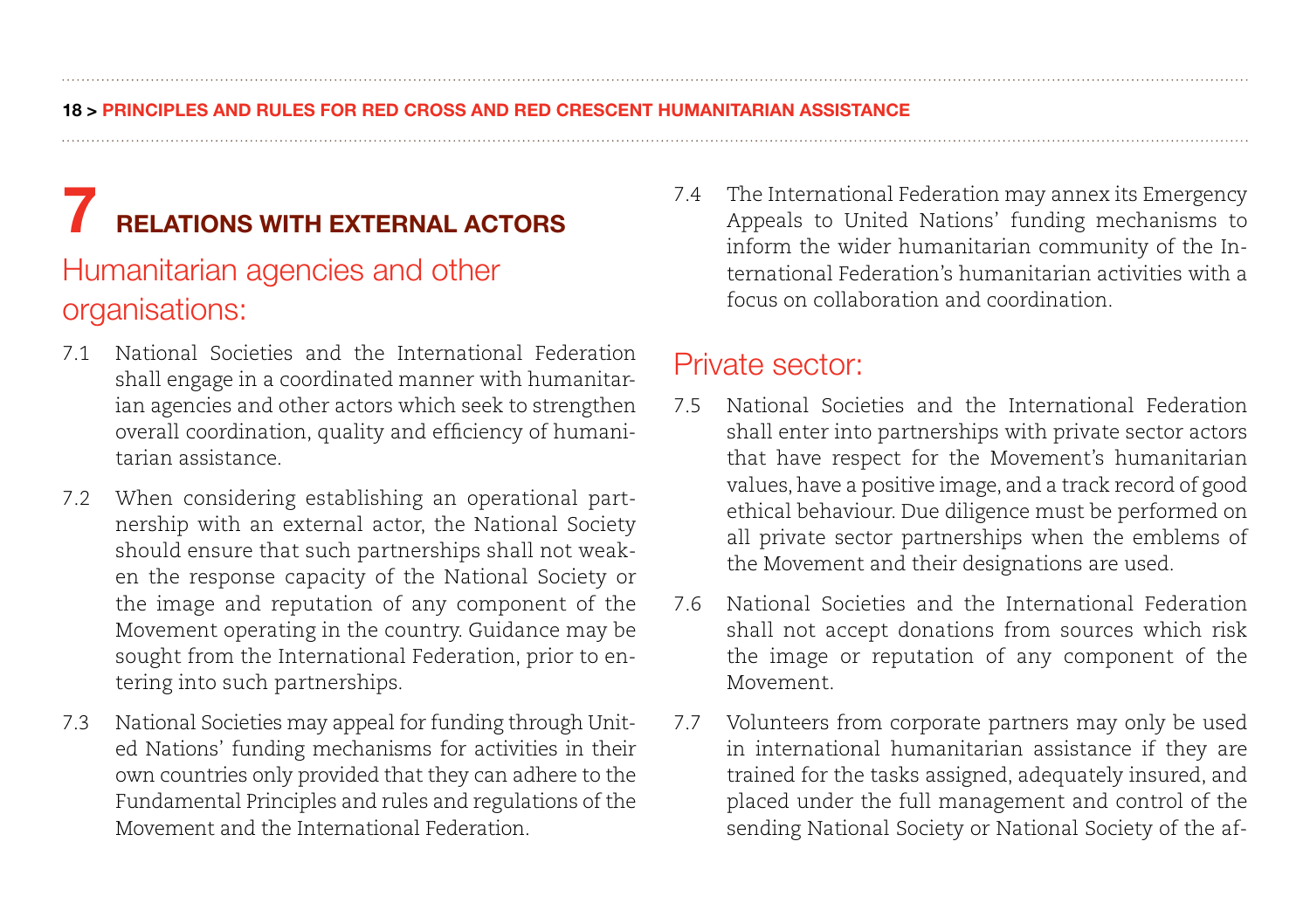# 7 RELATIONS WITH EXTERNAL ACTORS

## Humanitarian agencies and other organisations:

7.1 National Societies and the International Federation shall engage in a coordinated manner with humanitarian agencies and other actors which seek to strengthen overall coordination, quality and efficiency of humanitarian assistance.

7.2 When considering establishing an operational partnership with an external actor, the National Society should ensure that such partnerships shall not weaken the response capacity of the National Society or the image and reputation of any component of the Movement operating in the country. Guidance may be sought from the International Federation, prior to entering into such partnerships.

7.3 National Societies may appeal for funding through United Nations' funding mechanisms for activities in their own countries only provided that they can adhere to the Fundamental Principles and rules and regulations of the Movement and the International Federation.

7.4 The International Federation may annex its Emergency Appeals to United Nations' funding mechanisms to inform the wider humanitarian community of the International Federation's humanitarian activities with a focus on collaboration and coordination.

## Private sector:

7.5 National Societies and the International Federation shall enter into partnerships with private sector actors that have respect for the Movement's humanitarian values, have a positive image, and a track record of good ethical behaviour. Due diligence must be performed on all private sector partnerships when the emblems of the Movement and their designations are used.

7.6 National Societies and the International Federation shall not accept donations from sources which risk the image or reputation of any component of the Movement.

7.7 Volunteers from corporate partners may only be used in international humanitarian assistance if they are trained for the tasks assigned, adequately insured, and placed under the full management and control of the sending National Society or National Society of the af-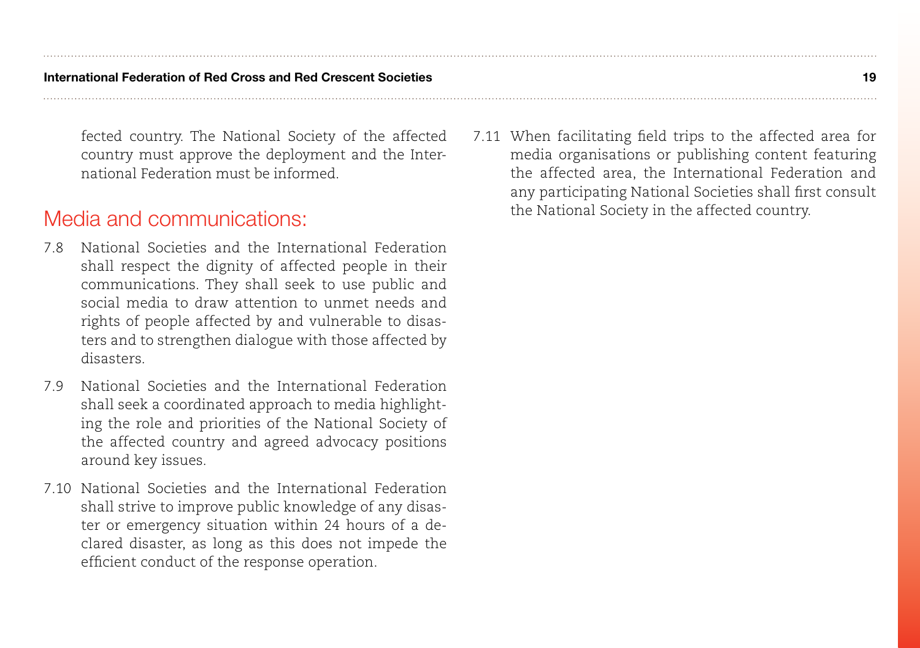fected country. The National Society of the affected country must approve the deployment and the International Federation must be informed.

## Media and communications:

7.8 National Societies and the International Federation shall respect the dignity of affected people in their communications. They shall seek to use public and social media to draw attention to unmet needs and rights of people affected by and vulnerable to disasters and to strengthen dialogue with those affected by disasters.

7.9 National Societies and the International Federation shall seek a coordinated approach to media highlighting the role and priorities of the National Society of the affected country and agreed advocacy positions around key issues.

7.10 National Societies and the International Federation shall strive to improve public knowledge of any disaster or emergency situation within 24 hours of a declared disaster, as long as this does not impede the efficient conduct of the response operation.

7.11 When facilitating field trips to the affected area for media organisations or publishing content featuring the affected area, the International Federation and any participating National Societies shall first consult the National Society in the affected country.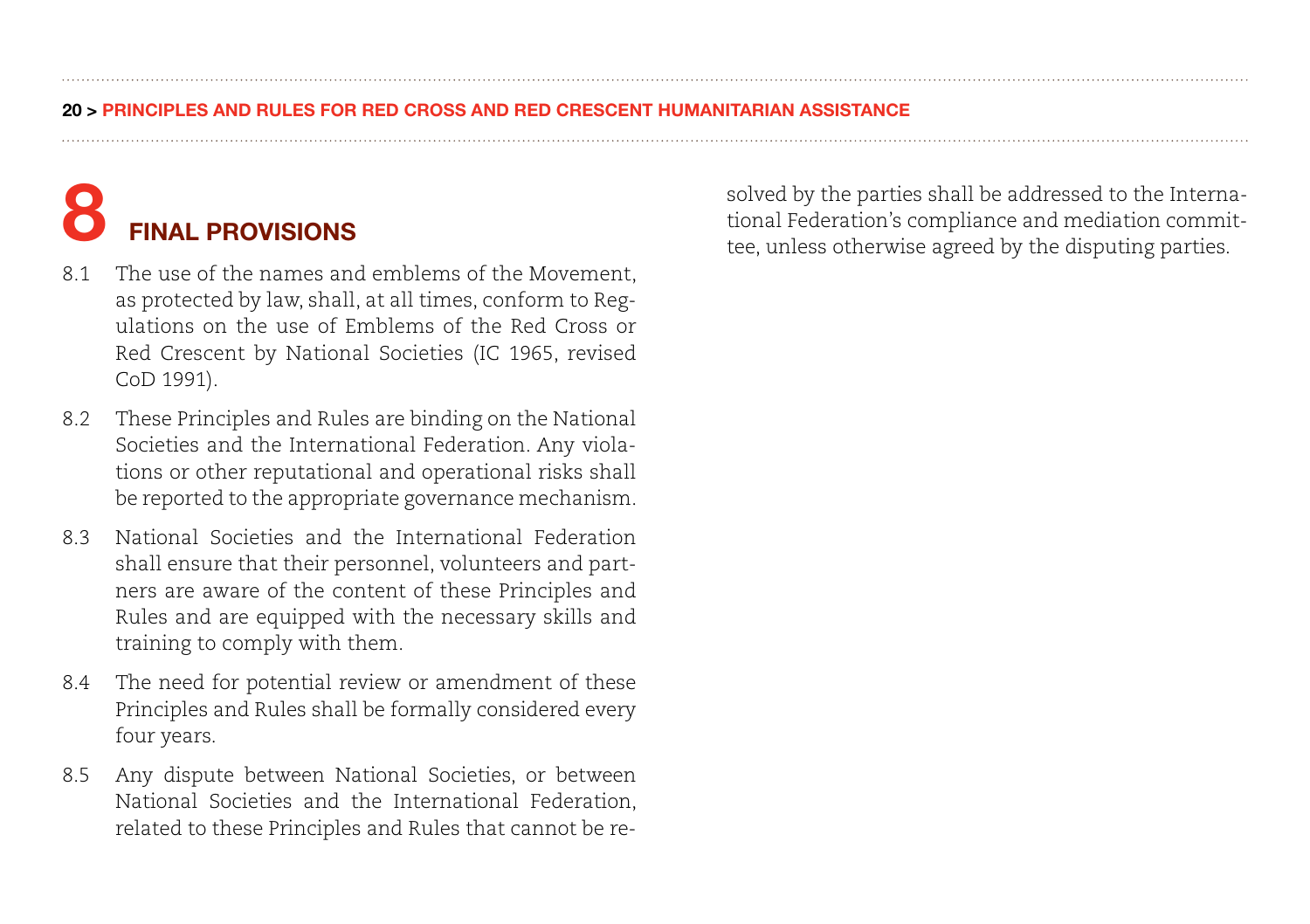# 8 FINAL PROVISIONS

8.1 The use of the names and emblems of the Movement, as protected by law, shall, at all times, conform to Regulations on the use of Emblems of the Red Cross or Red Crescent by National Societies (IC 1965, revised CoD 1991).

8.2 These Principles and Rules are binding on the National Societies and the International Federation. Any violations or other reputational and operational risks shall be reported to the appropriate governance mechanism.

8.3 National Societies and the International Federation shall ensure that their personnel, volunteers and partners are aware of the content of these Principles and Rules and are equipped with the necessary skills and training to comply with them.

8.4 The need for potential review or amendment of these Principles and Rules shall be formally considered every four years.

8.5 Any dispute between National Societies, or between National Societies and the International Federation, related to these Principles and Rules that cannot be resolved by the parties shall be addressed to the International Federation's compliance and mediation committee, unless otherwise agreed by the disputing parties.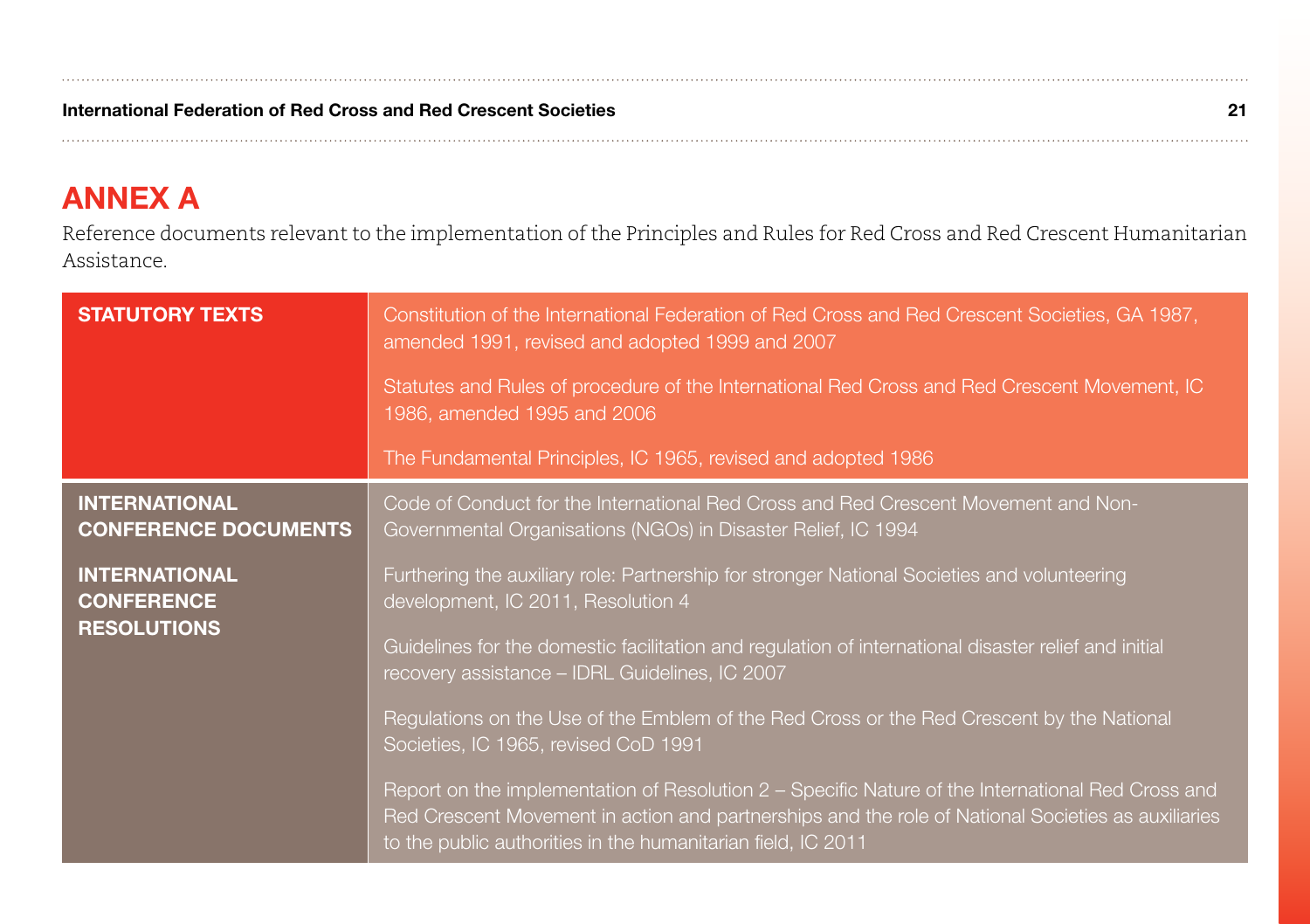# ANNEX A

Reference documents relevant to the implementation of the Principles and Rules for Red Cross and Red Crescent Humanitarian Assistance.

| | |
|---|---|
| **STATUTORY TEXTS** | Constitution of the International Federation of Red Cross and Red Crescent Societies, GA 1987, amended 1991, revised and adopted 1999 and 2007 |
| | Statutes and Rules of procedure of the International Red Cross and Red Crescent Movement, IC 1986, amended 1995 and 2006 |
| | The Fundamental Principles, IC 1965, revised and adopted 1986 |
| **INTERNATIONAL CONFERENCE DOCUMENTS** | Code of Conduct for the International Red Cross and Red Crescent Movement and Non-Governmental Organisations (NGOs) in Disaster Relief, IC 1994 |
| **INTERNATIONAL CONFERENCE RESOLUTIONS** | Furthering the auxiliary role: Partnership for stronger National Societies and volunteering development, IC 2011, Resolution 4 |
| | Guidelines for the domestic facilitation and regulation of international disaster relief and initial recovery assistance – IDRL Guidelines, IC 2007 |
| | Regulations on the Use of the Emblem of the Red Cross or the Red Crescent by the National Societies, IC 1965, revised CoD 1991 |
| | Report on the implementation of Resolution 2 – Specific Nature of the International Red Cross and Red Crescent Movement in action and partnerships and the role of National Societies as auxiliaries to the public authorities in the humanitarian field, IC 2011 |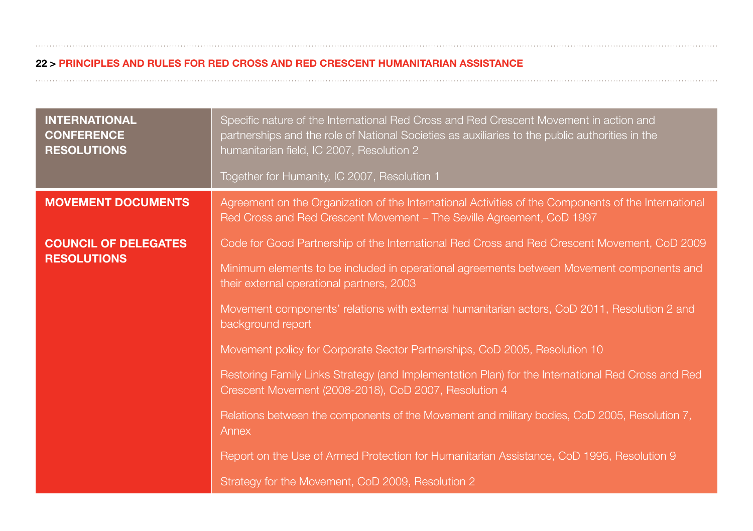| | |
|---|---|
| **INTERNATIONAL CONFERENCE RESOLUTIONS** | Specific nature of the International Red Cross and Red Crescent Movement in action and partnerships and the role of National Societies as auxiliaries to the public authorities in the humanitarian field, IC 2007, Resolution 2<br><br>Together for Humanity, IC 2007, Resolution 1 |
| **MOVEMENT DOCUMENTS**<br><br>**COUNCIL OF DELEGATES RESOLUTIONS** | Agreement on the Organization of the International Activities of the Components of the International Red Cross and Red Crescent Movement – The Seville Agreement, CoD 1997<br><br>Code for Good Partnership of the International Red Cross and Red Crescent Movement, CoD 2009<br><br>Minimum elements to be included in operational agreements between Movement components and their external operational partners, 2003<br><br>Movement components' relations with external humanitarian actors, CoD 2011, Resolution 2 and background report<br><br>Movement policy for Corporate Sector Partnerships, CoD 2005, Resolution 10<br><br>Restoring Family Links Strategy (and Implementation Plan) for the International Red Cross and Red Crescent Movement (2008-2018), CoD 2007, Resolution 4<br><br>Relations between the components of the Movement and military bodies, CoD 2005, Resolution 7, Annex<br><br>Report on the Use of Armed Protection for Humanitarian Assistance, CoD 1995, Resolution 9<br><br>Strategy for the Movement, CoD 2009, Resolution 2 |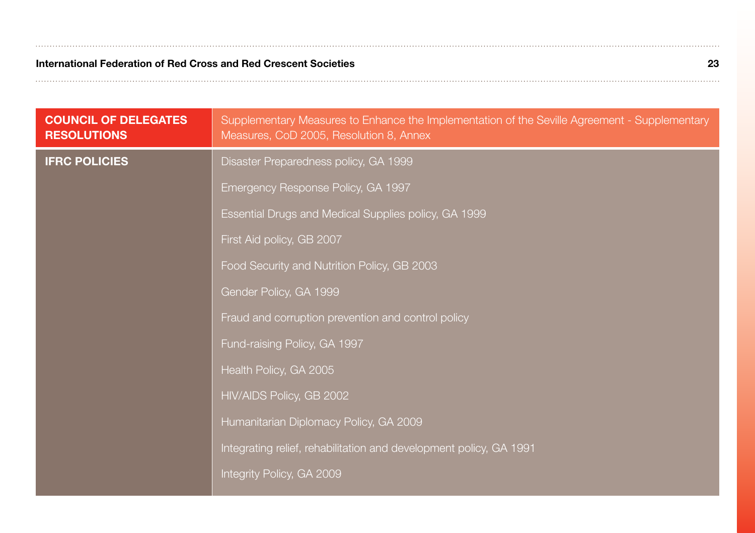| | |
|---|---|
| **COUNCIL OF DELEGATES RESOLUTIONS** | Supplementary Measures to Enhance the Implementation of the Seville Agreement - Supplementary Measures, CoD 2005, Resolution 8, Annex |
| **IFRC POLICIES** | Disaster Preparedness policy, GA 1999 |
| | Emergency Response Policy, GA 1997 |
| | Essential Drugs and Medical Supplies policy, GA 1999 |
| | First Aid policy, GB 2007 |
| | Food Security and Nutrition Policy, GB 2003 |
| | Gender Policy, GA 1999 |
| | Fraud and corruption prevention and control policy |
| | Fund-raising Policy, GA 1997 |
| | Health Policy, GA 2005 |
| | HIV/AIDS Policy, GB 2002 |
| | Humanitarian Diplomacy Policy, GA 2009 |
| | Integrating relief, rehabilitation and development policy, GA 1991 |
| | Integrity Policy, GA 2009 |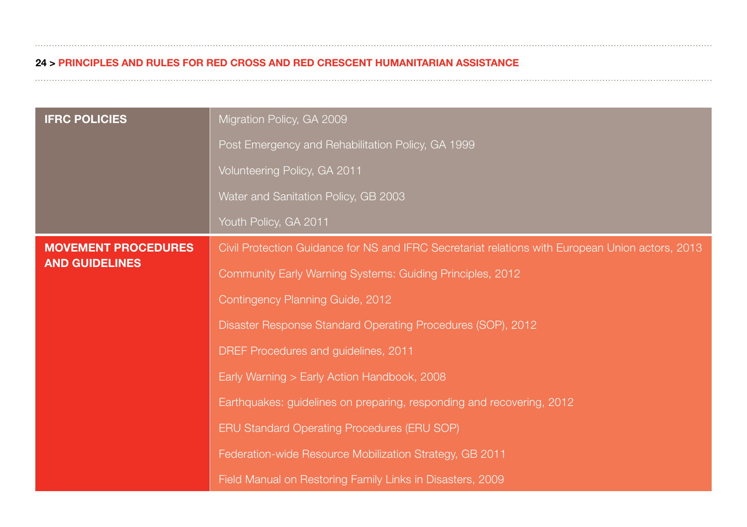| | |
|---|---|
| **IFRC POLICIES** | Migration Policy, GA 2009 |
| | Post Emergency and Rehabilitation Policy, GA 1999 |
| | Volunteering Policy, GA 2011 |
| | Water and Sanitation Policy, GB 2003 |
| | Youth Policy, GA 2011 |
| **MOVEMENT PROCEDURES AND GUIDELINES** | Civil Protection Guidance for NS and IFRC Secretariat relations with European Union actors, 2013 |
| | Community Early Warning Systems: Guiding Principles, 2012 |
| | Contingency Planning Guide, 2012 |
| | Disaster Response Standard Operating Procedures (SOP), 2012 |
| | DREF Procedures and guidelines, 2011 |
| | Early Warning > Early Action Handbook, 2008 |
| | Earthquakes: guidelines on preparing, responding and recovering, 2012 |
| | ERU Standard Operating Procedures (ERU SOP) |
| | Federation-wide Resource Mobilization Strategy, GB 2011 |
| | Field Manual on Restoring Family Links in Disasters, 2009 |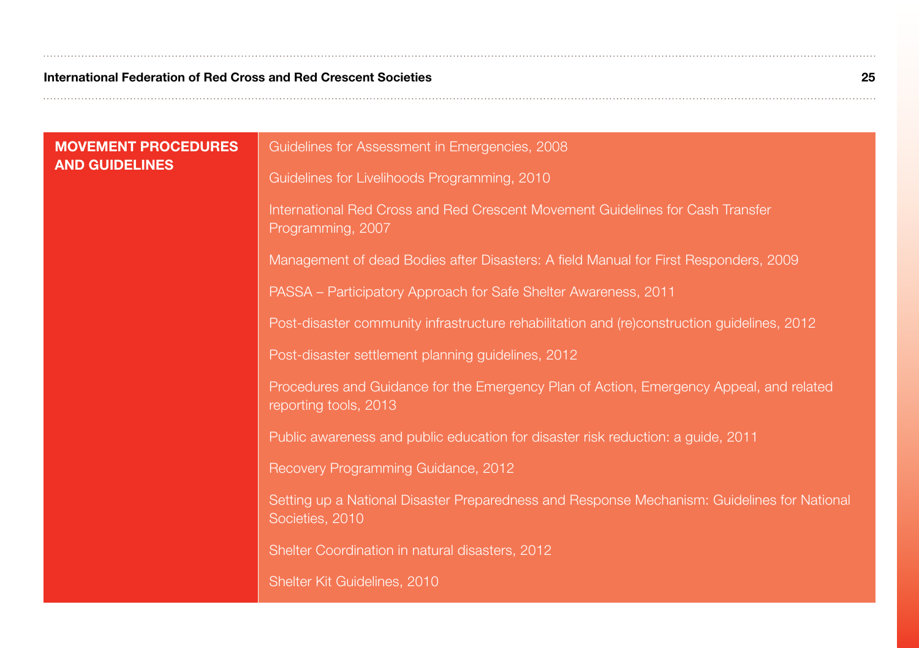| MOVEMENT PROCEDURES AND GUIDELINES | |
|---|---|
| | Guidelines for Assessment in Emergencies, 2008 |
| | Guidelines for Livelihoods Programming, 2010 |
| | International Red Cross and Red Crescent Movement Guidelines for Cash Transfer Programming, 2007 |
| | Management of dead Bodies after Disasters: A field Manual for First Responders, 2009 |
| | PASSA – Participatory Approach for Safe Shelter Awareness, 2011 |
| | Post-disaster community infrastructure rehabilitation and (re)construction guidelines, 2012 |
| | Post-disaster settlement planning guidelines, 2012 |
| | Procedures and Guidance for the Emergency Plan of Action, Emergency Appeal, and related reporting tools, 2013 |
| | Public awareness and public education for disaster risk reduction: a guide, 2011 |
| | Recovery Programming Guidance, 2012 |
| | Setting up a National Disaster Preparedness and Response Mechanism: Guidelines for National Societies, 2010 |
| | Shelter Coordination in natural disasters, 2012 |
| | Shelter Kit Guidelines, 2010 |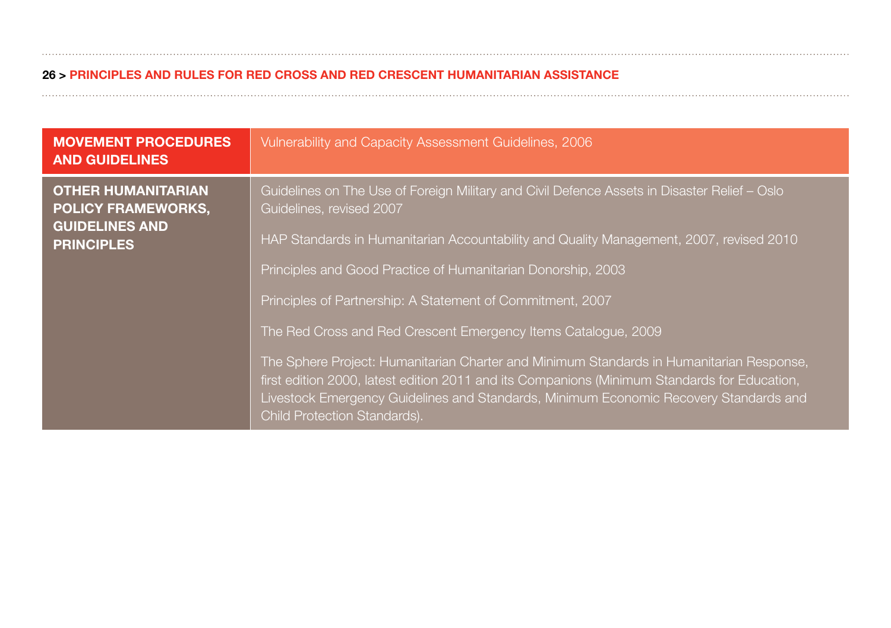| | |
|---|---|
| **MOVEMENT PROCEDURES AND GUIDELINES** | Vulnerability and Capacity Assessment Guidelines, 2006 |
| **OTHER HUMANITARIAN POLICY FRAMEWORKS, GUIDELINES AND PRINCIPLES** | Guidelines on The Use of Foreign Military and Civil Defence Assets in Disaster Relief – Oslo Guidelines, revised 2007<br><br>HAP Standards in Humanitarian Accountability and Quality Management, 2007, revised 2010<br><br>Principles and Good Practice of Humanitarian Donorship, 2003<br><br>Principles of Partnership: A Statement of Commitment, 2007<br><br>The Red Cross and Red Crescent Emergency Items Catalogue, 2009<br><br>The Sphere Project: Humanitarian Charter and Minimum Standards in Humanitarian Response, first edition 2000, latest edition 2011 and its Companions (Minimum Standards for Education, Livestock Emergency Guidelines and Standards, Minimum Economic Recovery Standards and Child Protection Standards). |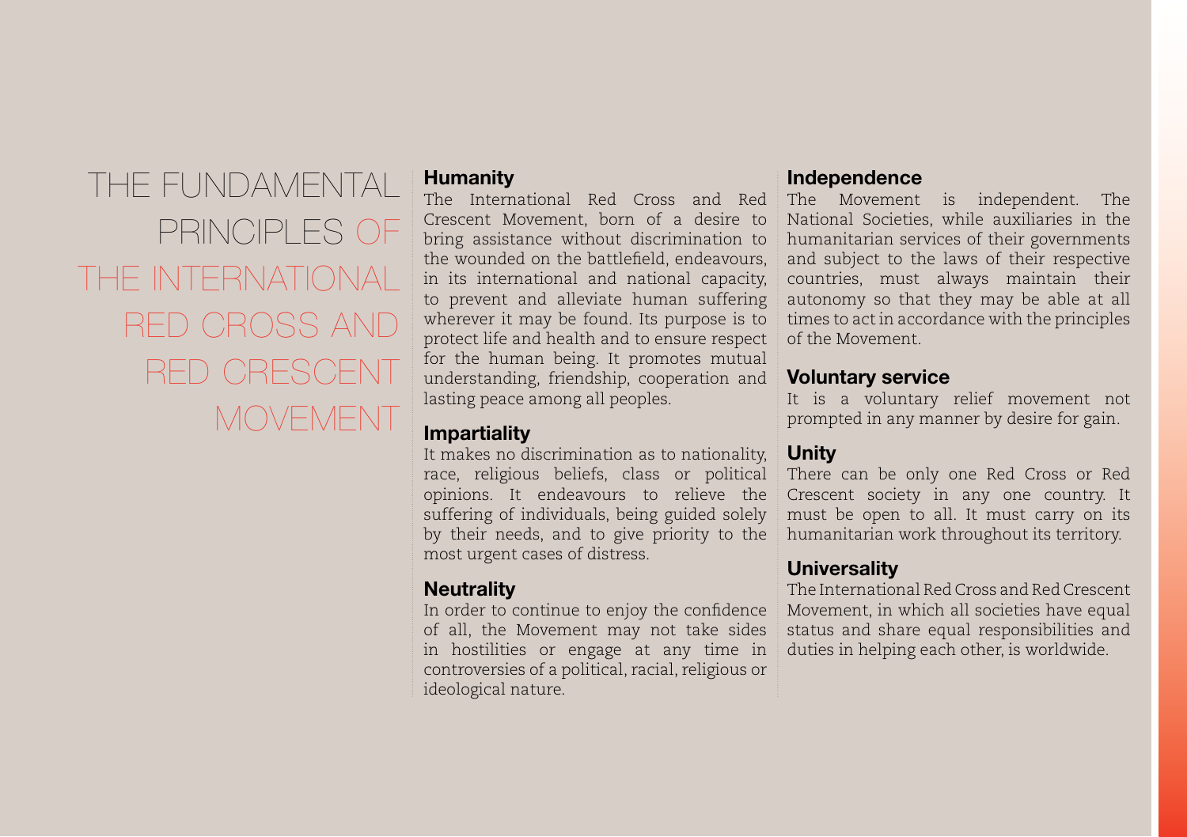# THE FUNDAMENTAL PRINCIPLES OF THE INTERNATIONAL RED CROSS AND RED CRESCENT MOVEMENT

## Humanity

The International Red Cross and Red Crescent Movement, born of a desire to bring assistance without discrimination to the wounded on the battlefield, endeavours, in its international and national capacity, to prevent and alleviate human suffering wherever it may be found. Its purpose is to protect life and health and to ensure respect for the human being. It promotes mutual understanding, friendship, cooperation and lasting peace among all peoples.

## Impartiality

It makes no discrimination as to nationality, race, religious beliefs, class or political opinions. It endeavours to relieve the suffering of individuals, being guided solely by their needs, and to give priority to the most urgent cases of distress.

## Neutrality

In order to continue to enjoy the confidence of all, the Movement may not take sides in hostilities or engage at any time in controversies of a political, racial, religious or ideological nature.

## Independence

The Movement is independent. The National Societies, while auxiliaries in the humanitarian services of their governments and subject to the laws of their respective countries, must always maintain their autonomy so that they may be able at all times to act in accordance with the principles of the Movement.

## Voluntary service

It is a voluntary relief movement not prompted in any manner by desire for gain.

## Unity

There can be only one Red Cross or Red Crescent society in any one country. It must be open to all. It must carry on its humanitarian work throughout its territory.

## Universality

The International Red Cross and Red Crescent Movement, in which all societies have equal status and share equal responsibilities and duties in helping each other, is worldwide.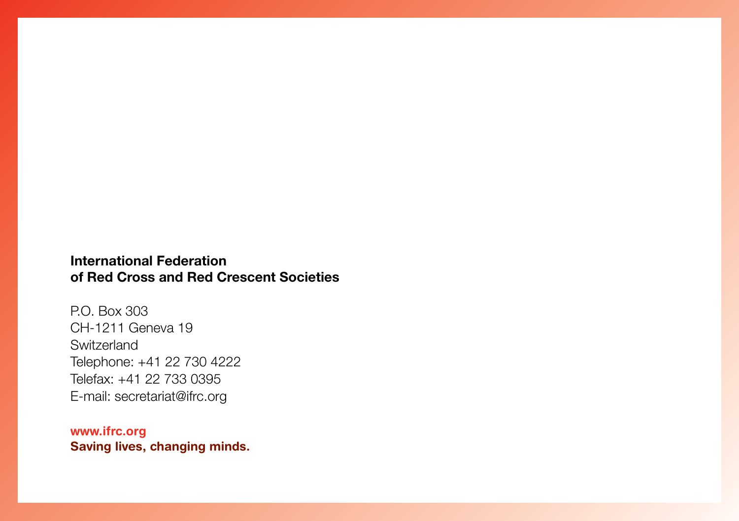**International Federation**
**of Red Cross and Red Crescent Societies**

P.O. Box 303
CH-1211 Geneva 19
Switzerland
Telephone: +41 22 730 4222
Telefax: +41 22 733 0395
E-mail: secretariat@ifrc.org

**www.ifrc.org**
**Saving lives, changing minds.**